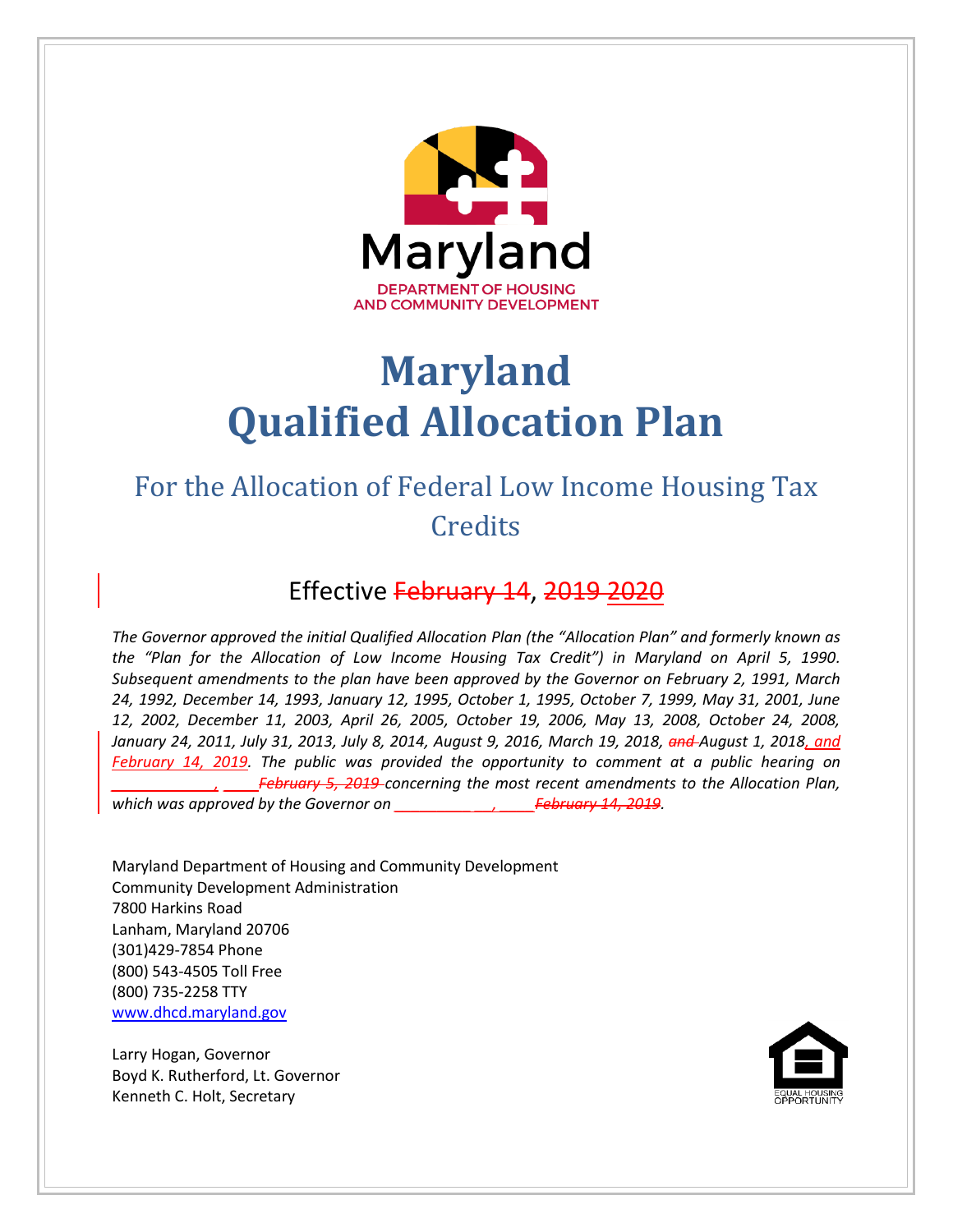Maryland

DEPARTMENT OF HOUSING AND COMMUNITY DEVELOPMENT

# Maryland Qualified Allocation Plan

## For the Allocation of Federal Low Income Housing Tax Credits

### Effective ~~February 14~~, ~~2019~~ 2020

*The Governor approved the initial Qualified Allocation Plan (the "Allocation Plan" and formerly known as the "Plan for the Allocation of Low Income Housing Tax Credit") in Maryland on April 5, 1990. Subsequent amendments to the plan have been approved by the Governor on February 2, 1991, March 24, 1992, December 14, 1993, January 12, 1995, October 1, 1995, October 7, 1999, May 31, 2001, June 12, 2002, December 11, 2003, April 26, 2005, October 19, 2006, May 13, 2008, October 24, 2008, January 24, 2011, July 31, 2013, July 8, 2014, August 9, 2016, March 19, 2018, ~~and~~ August 1, 2018, and February 14, 2019. The public was provided the opportunity to comment at a public hearing on ____________, ____~~February 5, 2019~~ concerning the most recent amendments to the Allocation Plan, which was approved by the Governor on _________ __, ____~~February 14, 2019~~.*

Maryland Department of Housing and Community Development
Community Development Administration
7800 Harkins Road
Lanham, Maryland 20706
(301)429-7854 Phone
(800) 543-4505 Toll Free
(800) 735-2258 TTY
[www.dhcd.maryland.gov](http://www.dhcd.maryland.gov)

Larry Hogan, Governor
Boyd K. Rutherford, Lt. Governor
Kenneth C. Holt, Secretary

EQUAL HOUSING OPPORTUNITY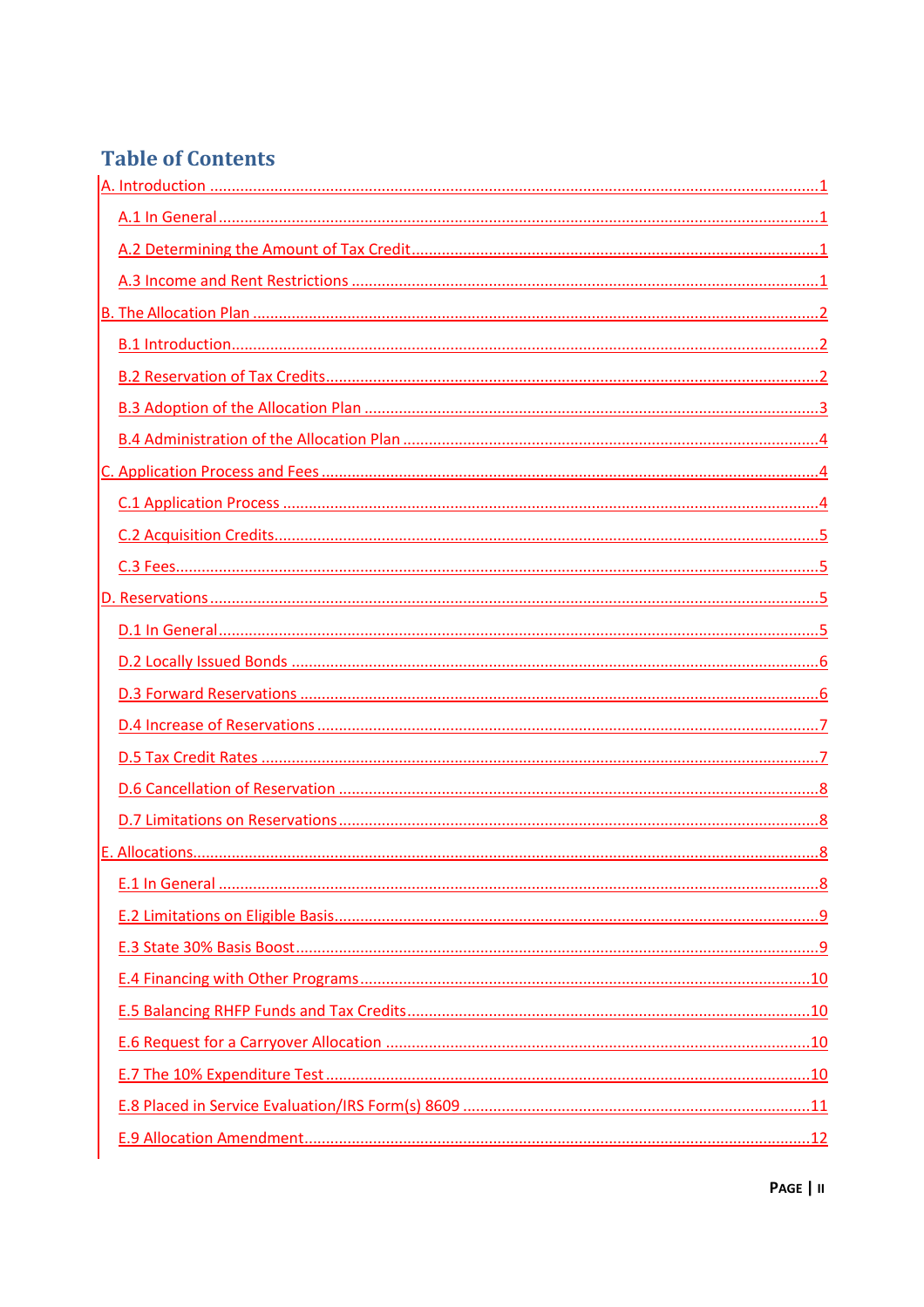# Table of Contents

- A. Introduction ..... 1
  - A.1 In General ..... 1
  - A.2 Determining the Amount of Tax Credit ..... 1
  - A.3 Income and Rent Restrictions ..... 1
- B. The Allocation Plan ..... 2
  - B.1 Introduction ..... 2
  - B.2 Reservation of Tax Credits ..... 2
  - B.3 Adoption of the Allocation Plan ..... 3
  - B.4 Administration of the Allocation Plan ..... 4
- C. Application Process and Fees ..... 4
  - C.1 Application Process ..... 4
  - C.2 Acquisition Credits ..... 5
  - C.3 Fees ..... 5
- D. Reservations ..... 5
  - D.1 In General ..... 5
  - D.2 Locally Issued Bonds ..... 6
  - D.3 Forward Reservations ..... 6
  - D.4 Increase of Reservations ..... 7
  - D.5 Tax Credit Rates ..... 7
  - D.6 Cancellation of Reservation ..... 8
  - D.7 Limitations on Reservations ..... 8
- E. Allocations ..... 8
  - E.1 In General ..... 8
  - E.2 Limitations on Eligible Basis ..... 9
  - E.3 State 30% Basis Boost ..... 9
  - E.4 Financing with Other Programs ..... 10
  - E.5 Balancing RHFP Funds and Tax Credits ..... 10
  - E.6 Request for a Carryover Allocation ..... 10
  - E.7 The 10% Expenditure Test ..... 10
  - E.8 Placed in Service Evaluation/IRS Form(s) 8609 ..... 11
  - E.9 Allocation Amendment ..... 12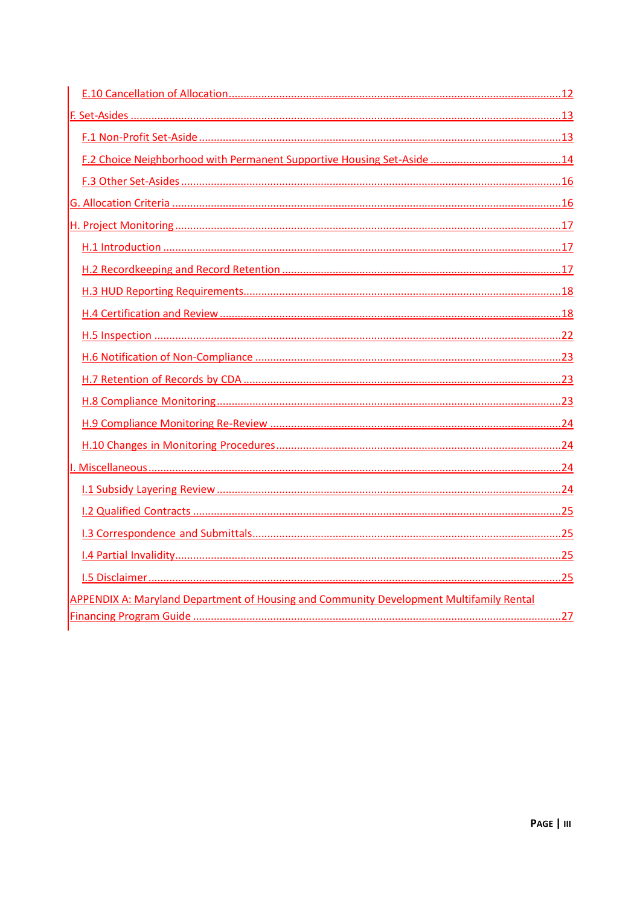- E.10 Cancellation of Allocation ... 12
- F. Set-Asides ... 13
  - F.1 Non-Profit Set-Aside ... 13
  - F.2 Choice Neighborhood with Permanent Supportive Housing Set-Aside ... 14
  - F.3 Other Set-Asides ... 16
- G. Allocation Criteria ... 16
- H. Project Monitoring ... 17
  - H.1 Introduction ... 17
  - H.2 Recordkeeping and Record Retention ... 17
  - H.3 HUD Reporting Requirements ... 18
  - H.4 Certification and Review ... 18
  - H.5 Inspection ... 22
  - H.6 Notification of Non-Compliance ... 23
  - H.7 Retention of Records by CDA ... 23
  - H.8 Compliance Monitoring ... 23
  - H.9 Compliance Monitoring Re-Review ... 24
  - H.10 Changes in Monitoring Procedures ... 24
- I. Miscellaneous ... 24
  - I.1 Subsidy Layering Review ... 24
  - I.2 Qualified Contracts ... 25
  - I.3 Correspondence and Submittals ... 25
  - I.4 Partial Invalidity ... 25
  - I.5 Disclaimer ... 25
- APPENDIX A: Maryland Department of Housing and Community Development Multifamily Rental Financing Program Guide ... 27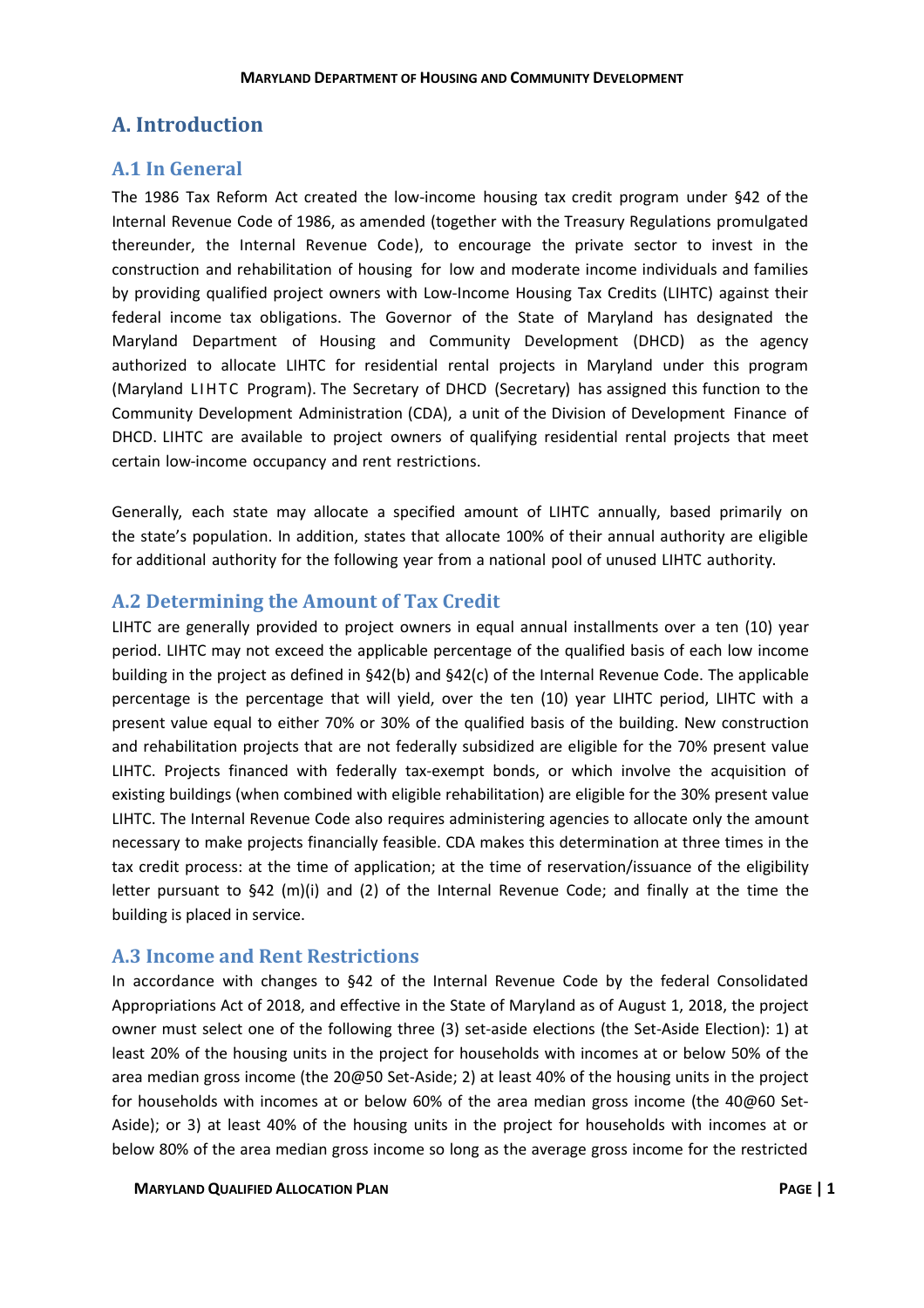# A. Introduction

## A.1 In General

The 1986 Tax Reform Act created the low-income housing tax credit program under §42 of the Internal Revenue Code of 1986, as amended (together with the Treasury Regulations promulgated thereunder, the Internal Revenue Code), to encourage the private sector to invest in the construction and rehabilitation of housing for low and moderate income individuals and families by providing qualified project owners with Low-Income Housing Tax Credits (LIHTC) against their federal income tax obligations. The Governor of the State of Maryland has designated the Maryland Department of Housing and Community Development (DHCD) as the agency authorized to allocate LIHTC for residential rental projects in Maryland under this program (Maryland LIHTC Program). The Secretary of DHCD (Secretary) has assigned this function to the Community Development Administration (CDA), a unit of the Division of Development Finance of DHCD. LIHTC are available to project owners of qualifying residential rental projects that meet certain low-income occupancy and rent restrictions.

Generally, each state may allocate a specified amount of LIHTC annually, based primarily on the state's population. In addition, states that allocate 100% of their annual authority are eligible for additional authority for the following year from a national pool of unused LIHTC authority.

## A.2 Determining the Amount of Tax Credit

LIHTC are generally provided to project owners in equal annual installments over a ten (10) year period. LIHTC may not exceed the applicable percentage of the qualified basis of each low income building in the project as defined in §42(b) and §42(c) of the Internal Revenue Code. The applicable percentage is the percentage that will yield, over the ten (10) year LIHTC period, LIHTC with a present value equal to either 70% or 30% of the qualified basis of the building. New construction and rehabilitation projects that are not federally subsidized are eligible for the 70% present value LIHTC. Projects financed with federally tax-exempt bonds, or which involve the acquisition of existing buildings (when combined with eligible rehabilitation) are eligible for the 30% present value LIHTC. The Internal Revenue Code also requires administering agencies to allocate only the amount necessary to make projects financially feasible. CDA makes this determination at three times in the tax credit process: at the time of application; at the time of reservation/issuance of the eligibility letter pursuant to §42 (m)(i) and (2) of the Internal Revenue Code; and finally at the time the building is placed in service.

## A.3 Income and Rent Restrictions

In accordance with changes to §42 of the Internal Revenue Code by the federal Consolidated Appropriations Act of 2018, and effective in the State of Maryland as of August 1, 2018, the project owner must select one of the following three (3) set-aside elections (the Set-Aside Election): 1) at least 20% of the housing units in the project for households with incomes at or below 50% of the area median gross income (the 20@50 Set-Aside; 2) at least 40% of the housing units in the project for households with incomes at or below 60% of the area median gross income (the 40@60 Set-Aside); or 3) at least 40% of the housing units in the project for households with incomes at or below 80% of the area median gross income so long as the average gross income for the restricted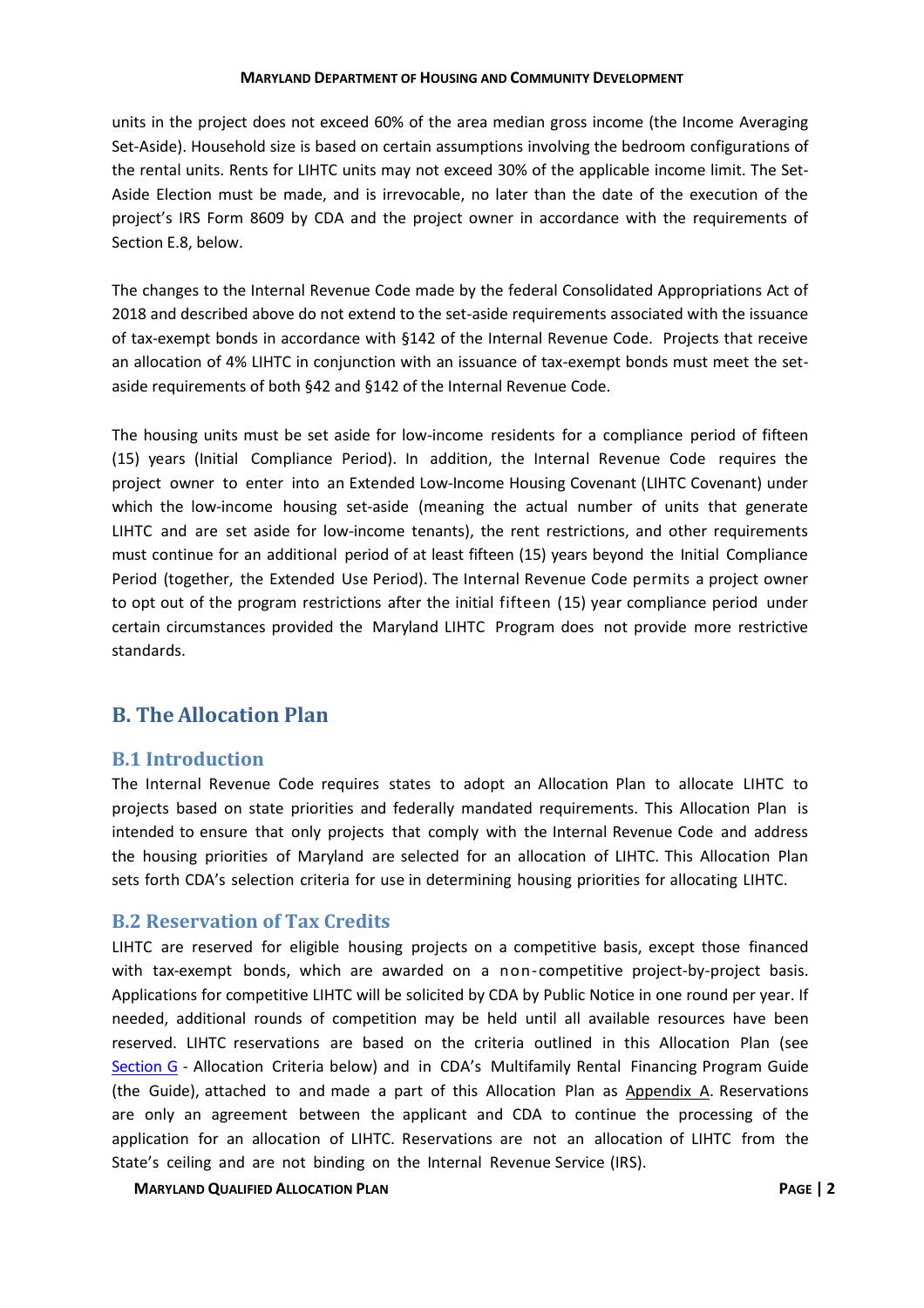units in the project does not exceed 60% of the area median gross income (the Income Averaging Set-Aside). Household size is based on certain assumptions involving the bedroom configurations of the rental units. Rents for LIHTC units may not exceed 30% of the applicable income limit. The Set-Aside Election must be made, and is irrevocable, no later than the date of the execution of the project's IRS Form 8609 by CDA and the project owner in accordance with the requirements of Section E.8, below.

The changes to the Internal Revenue Code made by the federal Consolidated Appropriations Act of 2018 and described above do not extend to the set-aside requirements associated with the issuance of tax-exempt bonds in accordance with §142 of the Internal Revenue Code. Projects that receive an allocation of 4% LIHTC in conjunction with an issuance of tax-exempt bonds must meet the set-aside requirements of both §42 and §142 of the Internal Revenue Code.

The housing units must be set aside for low-income residents for a compliance period of fifteen (15) years (Initial Compliance Period). In addition, the Internal Revenue Code requires the project owner to enter into an Extended Low-Income Housing Covenant (LIHTC Covenant) under which the low-income housing set-aside (meaning the actual number of units that generate LIHTC and are set aside for low-income tenants), the rent restrictions, and other requirements must continue for an additional period of at least fifteen (15) years beyond the Initial Compliance Period (together, the Extended Use Period). The Internal Revenue Code permits a project owner to opt out of the program restrictions after the initial fifteen (15) year compliance period under certain circumstances provided the Maryland LIHTC Program does not provide more restrictive standards.

## B. The Allocation Plan

### B.1 Introduction

The Internal Revenue Code requires states to adopt an Allocation Plan to allocate LIHTC to projects based on state priorities and federally mandated requirements. This Allocation Plan is intended to ensure that only projects that comply with the Internal Revenue Code and address the housing priorities of Maryland are selected for an allocation of LIHTC. This Allocation Plan sets forth CDA's selection criteria for use in determining housing priorities for allocating LIHTC.

### B.2 Reservation of Tax Credits

LIHTC are reserved for eligible housing projects on a competitive basis, except those financed with tax-exempt bonds, which are awarded on a non-competitive project-by-project basis. Applications for competitive LIHTC will be solicited by CDA by Public Notice in one round per year. If needed, additional rounds of competition may be held until all available resources have been reserved. LIHTC reservations are based on the criteria outlined in this Allocation Plan (see Section G - Allocation Criteria below) and in CDA's Multifamily Rental Financing Program Guide (the Guide), attached to and made a part of this Allocation Plan as Appendix A. Reservations are only an agreement between the applicant and CDA to continue the processing of the application for an allocation of LIHTC. Reservations are not an allocation of LIHTC from the State's ceiling and are not binding on the Internal Revenue Service (IRS).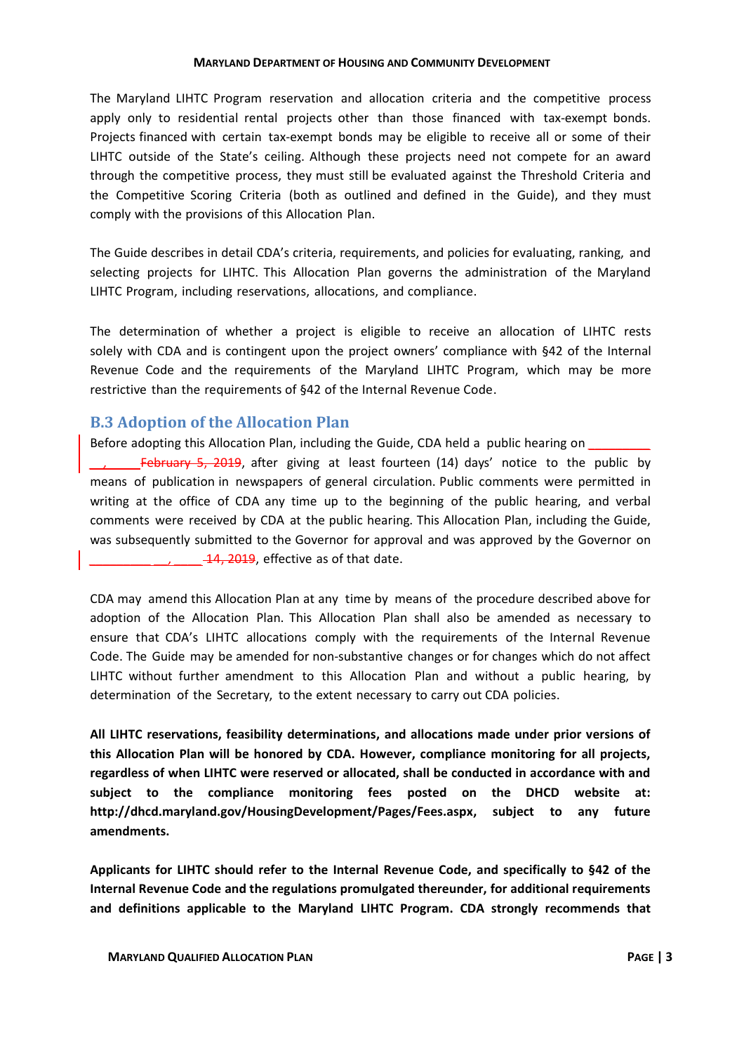The Maryland LIHTC Program reservation and allocation criteria and the competitive process apply only to residential rental projects other than those financed with tax-exempt bonds. Projects financed with certain tax-exempt bonds may be eligible to receive all or some of their LIHTC outside of the State's ceiling. Although these projects need not compete for an award through the competitive process, they must still be evaluated against the Threshold Criteria and the Competitive Scoring Criteria (both as outlined and defined in the Guide), and they must comply with the provisions of this Allocation Plan.

The Guide describes in detail CDA's criteria, requirements, and policies for evaluating, ranking, and selecting projects for LIHTC. This Allocation Plan governs the administration of the Maryland LIHTC Program, including reservations, allocations, and compliance.

The determination of whether a project is eligible to receive an allocation of LIHTC rests solely with CDA and is contingent upon the project owners' compliance with §42 of the Internal Revenue Code and the requirements of the Maryland LIHTC Program, which may be more restrictive than the requirements of §42 of the Internal Revenue Code.

## B.3 Adoption of the Allocation Plan

Before adopting this Allocation Plan, including the Guide, CDA held a public hearing on _________ __, _____ ~~February 5, 2019~~, after giving at least fourteen (14) days' notice to the public by means of publication in newspapers of general circulation. Public comments were permitted in writing at the office of CDA any time up to the beginning of the public hearing, and verbal comments were received by CDA at the public hearing. This Allocation Plan, including the Guide, was subsequently submitted to the Governor for approval and was approved by the Governor on _________ __, _____ ~~14, 2019~~, effective as of that date.

CDA may amend this Allocation Plan at any time by means of the procedure described above for adoption of the Allocation Plan. This Allocation Plan shall also be amended as necessary to ensure that CDA's LIHTC allocations comply with the requirements of the Internal Revenue Code. The Guide may be amended for non-substantive changes or for changes which do not affect LIHTC without further amendment to this Allocation Plan and without a public hearing, by determination of the Secretary, to the extent necessary to carry out CDA policies.

**All LIHTC reservations, feasibility determinations, and allocations made under prior versions of this Allocation Plan will be honored by CDA. However, compliance monitoring for all projects, regardless of when LIHTC were reserved or allocated, shall be conducted in accordance with and subject to the compliance monitoring fees posted on the DHCD website at: http://dhcd.maryland.gov/HousingDevelopment/Pages/Fees.aspx, subject to any future amendments.**

**Applicants for LIHTC should refer to the Internal Revenue Code, and specifically to §42 of the Internal Revenue Code and the regulations promulgated thereunder, for additional requirements and definitions applicable to the Maryland LIHTC Program. CDA strongly recommends that**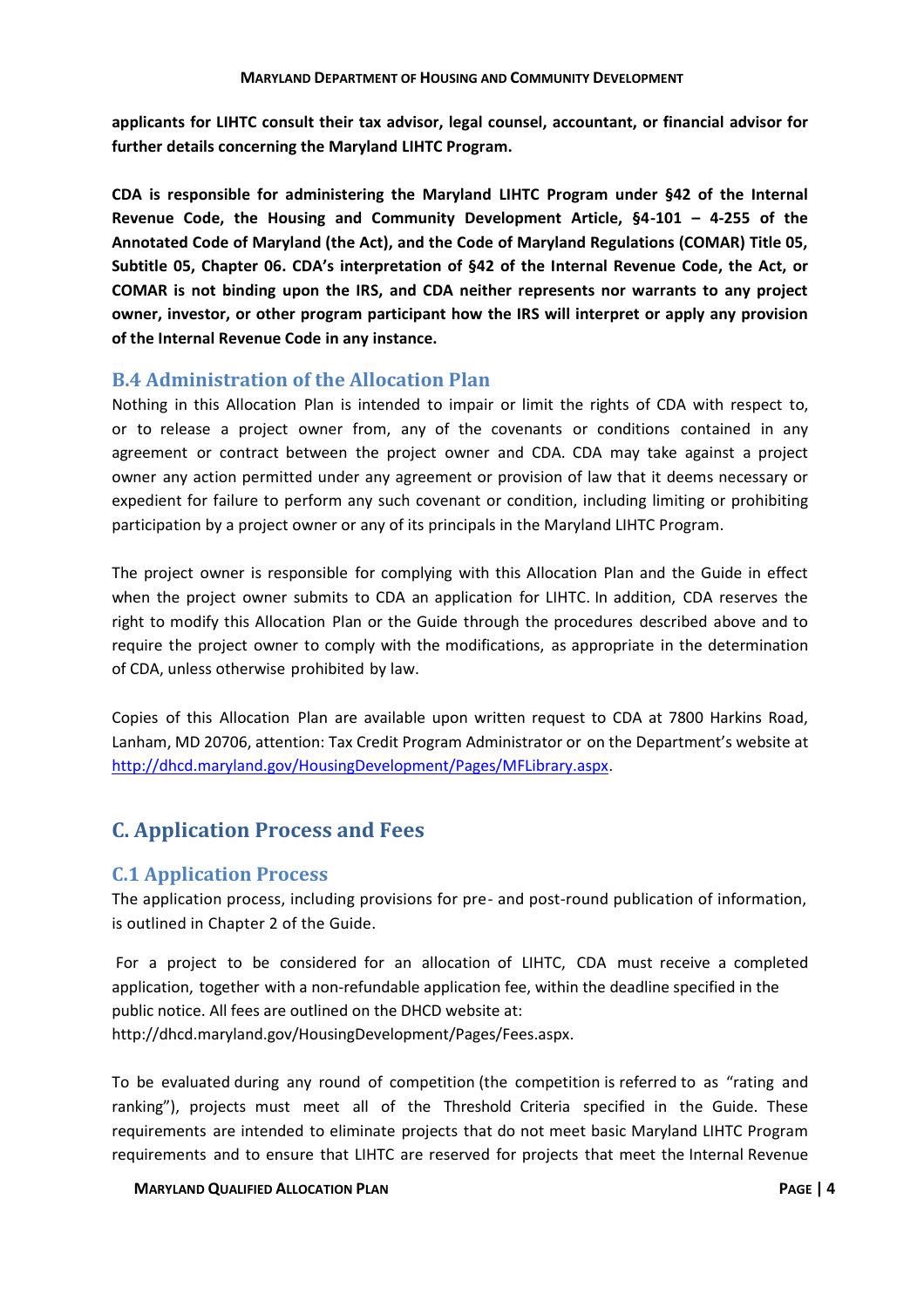**applicants for LIHTC consult their tax advisor, legal counsel, accountant, or financial advisor for further details concerning the Maryland LIHTC Program.**

**CDA is responsible for administering the Maryland LIHTC Program under §42 of the Internal Revenue Code, the Housing and Community Development Article, §4-101 – 4-255 of the Annotated Code of Maryland (the Act), and the Code of Maryland Regulations (COMAR) Title 05, Subtitle 05, Chapter 06. CDA's interpretation of §42 of the Internal Revenue Code, the Act, or COMAR is not binding upon the IRS, and CDA neither represents nor warrants to any project owner, investor, or other program participant how the IRS will interpret or apply any provision of the Internal Revenue Code in any instance.**

### B.4 Administration of the Allocation Plan

Nothing in this Allocation Plan is intended to impair or limit the rights of CDA with respect to, or to release a project owner from, any of the covenants or conditions contained in any agreement or contract between the project owner and CDA. CDA may take against a project owner any action permitted under any agreement or provision of law that it deems necessary or expedient for failure to perform any such covenant or condition, including limiting or prohibiting participation by a project owner or any of its principals in the Maryland LIHTC Program.

The project owner is responsible for complying with this Allocation Plan and the Guide in effect when the project owner submits to CDA an application for LIHTC. In addition, CDA reserves the right to modify this Allocation Plan or the Guide through the procedures described above and to require the project owner to comply with the modifications, as appropriate in the determination of CDA, unless otherwise prohibited by law.

Copies of this Allocation Plan are available upon written request to CDA at 7800 Harkins Road, Lanham, MD 20706, attention: Tax Credit Program Administrator or on the Department's website at http://dhcd.maryland.gov/HousingDevelopment/Pages/MFLibrary.aspx.

## C. Application Process and Fees

### C.1 Application Process

The application process, including provisions for pre- and post-round publication of information, is outlined in Chapter 2 of the Guide.

For a project to be considered for an allocation of LIHTC, CDA must receive a completed application, together with a non-refundable application fee, within the deadline specified in the public notice. All fees are outlined on the DHCD website at: http://dhcd.maryland.gov/HousingDevelopment/Pages/Fees.aspx.

To be evaluated during any round of competition (the competition is referred to as "rating and ranking"), projects must meet all of the Threshold Criteria specified in the Guide. These requirements are intended to eliminate projects that do not meet basic Maryland LIHTC Program requirements and to ensure that LIHTC are reserved for projects that meet the Internal Revenue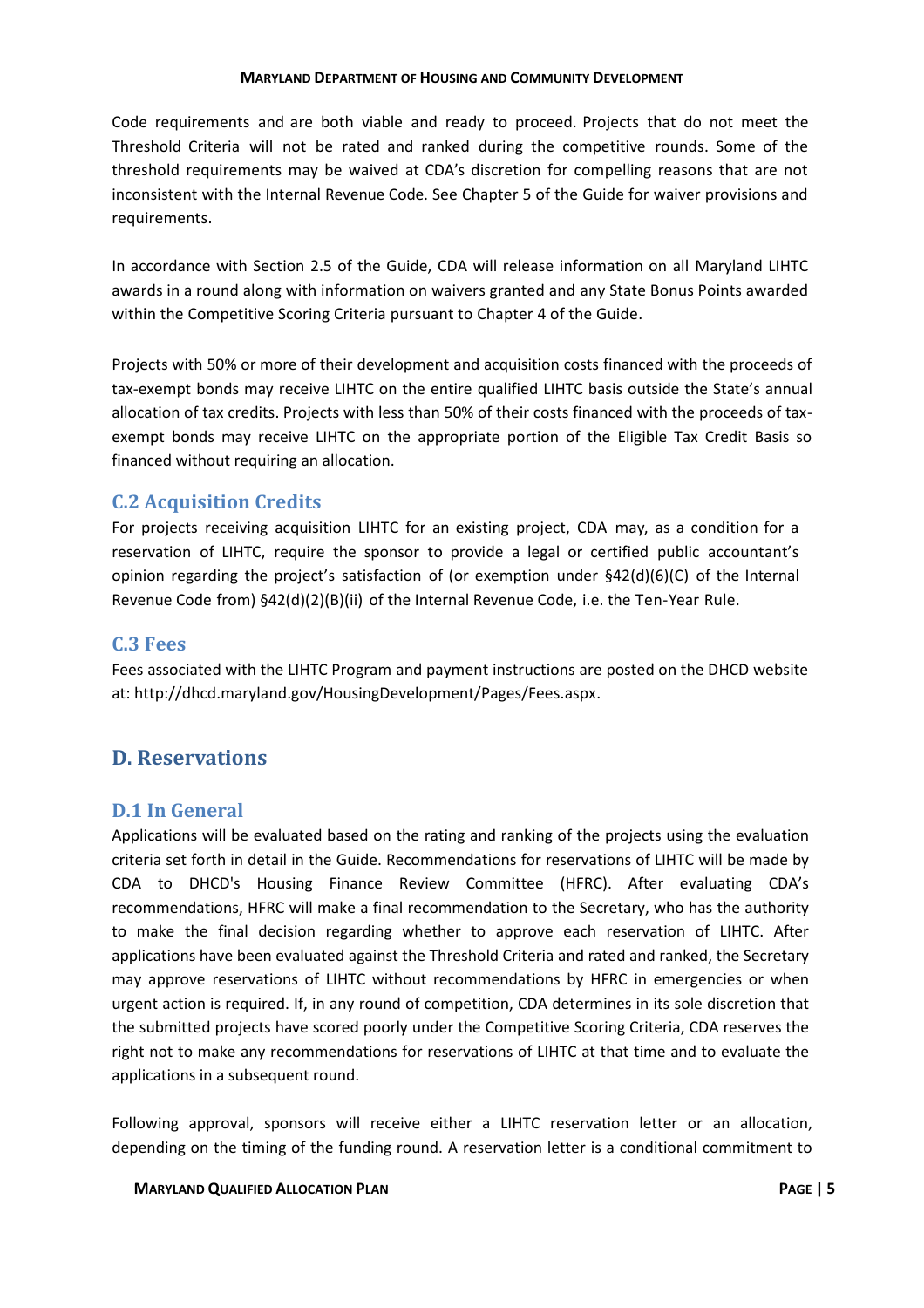Code requirements and are both viable and ready to proceed. Projects that do not meet the Threshold Criteria will not be rated and ranked during the competitive rounds. Some of the threshold requirements may be waived at CDA's discretion for compelling reasons that are not inconsistent with the Internal Revenue Code. See Chapter 5 of the Guide for waiver provisions and requirements.

In accordance with Section 2.5 of the Guide, CDA will release information on all Maryland LIHTC awards in a round along with information on waivers granted and any State Bonus Points awarded within the Competitive Scoring Criteria pursuant to Chapter 4 of the Guide.

Projects with 50% or more of their development and acquisition costs financed with the proceeds of tax-exempt bonds may receive LIHTC on the entire qualified LIHTC basis outside the State's annual allocation of tax credits. Projects with less than 50% of their costs financed with the proceeds of tax-exempt bonds may receive LIHTC on the appropriate portion of the Eligible Tax Credit Basis so financed without requiring an allocation.

### C.2 Acquisition Credits

For projects receiving acquisition LIHTC for an existing project, CDA may, as a condition for a reservation of LIHTC, require the sponsor to provide a legal or certified public accountant's opinion regarding the project's satisfaction of (or exemption under §42(d)(6)(C) of the Internal Revenue Code from) §42(d)(2)(B)(ii) of the Internal Revenue Code, i.e. the Ten-Year Rule.

### C.3 Fees

Fees associated with the LIHTC Program and payment instructions are posted on the DHCD website at: http://dhcd.maryland.gov/HousingDevelopment/Pages/Fees.aspx.

## D. Reservations

### D.1 In General

Applications will be evaluated based on the rating and ranking of the projects using the evaluation criteria set forth in detail in the Guide. Recommendations for reservations of LIHTC will be made by CDA to DHCD's Housing Finance Review Committee (HFRC). After evaluating CDA's recommendations, HFRC will make a final recommendation to the Secretary, who has the authority to make the final decision regarding whether to approve each reservation of LIHTC. After applications have been evaluated against the Threshold Criteria and rated and ranked, the Secretary may approve reservations of LIHTC without recommendations by HFRC in emergencies or when urgent action is required. If, in any round of competition, CDA determines in its sole discretion that the submitted projects have scored poorly under the Competitive Scoring Criteria, CDA reserves the right not to make any recommendations for reservations of LIHTC at that time and to evaluate the applications in a subsequent round.

Following approval, sponsors will receive either a LIHTC reservation letter or an allocation, depending on the timing of the funding round. A reservation letter is a conditional commitment to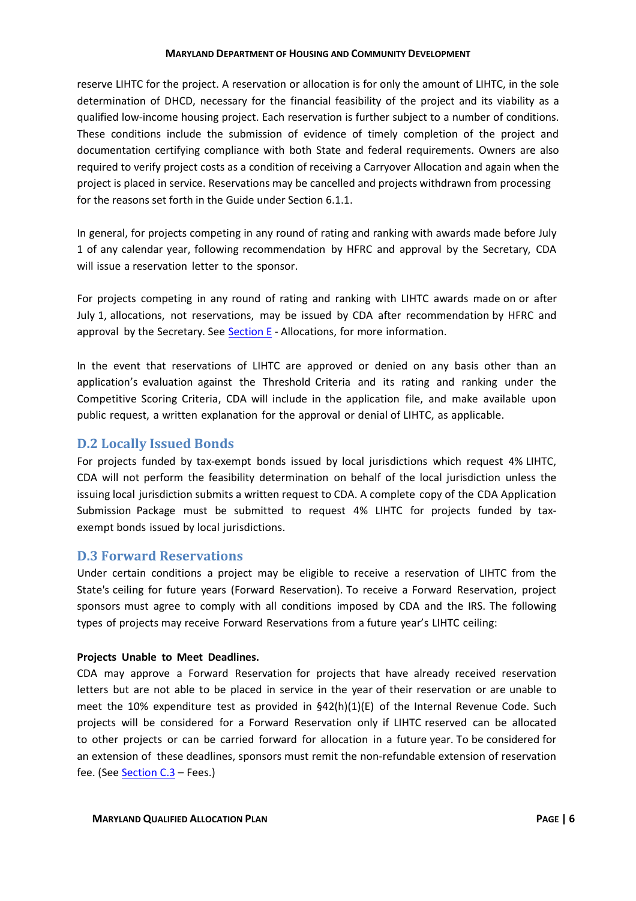reserve LIHTC for the project. A reservation or allocation is for only the amount of LIHTC, in the sole determination of DHCD, necessary for the financial feasibility of the project and its viability as a qualified low-income housing project. Each reservation is further subject to a number of conditions. These conditions include the submission of evidence of timely completion of the project and documentation certifying compliance with both State and federal requirements. Owners are also required to verify project costs as a condition of receiving a Carryover Allocation and again when the project is placed in service. Reservations may be cancelled and projects withdrawn from processing for the reasons set forth in the Guide under Section 6.1.1.

In general, for projects competing in any round of rating and ranking with awards made before July 1 of any calendar year, following recommendation by HFRC and approval by the Secretary, CDA will issue a reservation letter to the sponsor.

For projects competing in any round of rating and ranking with LIHTC awards made on or after July 1, allocations, not reservations, may be issued by CDA after recommendation by HFRC and approval by the Secretary. See Section E - Allocations, for more information.

In the event that reservations of LIHTC are approved or denied on any basis other than an application's evaluation against the Threshold Criteria and its rating and ranking under the Competitive Scoring Criteria, CDA will include in the application file, and make available upon public request, a written explanation for the approval or denial of LIHTC, as applicable.

## D.2 Locally Issued Bonds

For projects funded by tax-exempt bonds issued by local jurisdictions which request 4% LIHTC, CDA will not perform the feasibility determination on behalf of the local jurisdiction unless the issuing local jurisdiction submits a written request to CDA. A complete copy of the CDA Application Submission Package must be submitted to request 4% LIHTC for projects funded by tax-exempt bonds issued by local jurisdictions.

## D.3 Forward Reservations

Under certain conditions a project may be eligible to receive a reservation of LIHTC from the State's ceiling for future years (Forward Reservation). To receive a Forward Reservation, project sponsors must agree to comply with all conditions imposed by CDA and the IRS. The following types of projects may receive Forward Reservations from a future year's LIHTC ceiling:

**Projects Unable to Meet Deadlines.**

CDA may approve a Forward Reservation for projects that have already received reservation letters but are not able to be placed in service in the year of their reservation or are unable to meet the 10% expenditure test as provided in §42(h)(1)(E) of the Internal Revenue Code. Such projects will be considered for a Forward Reservation only if LIHTC reserved can be allocated to other projects or can be carried forward for allocation in a future year. To be considered for an extension of these deadlines, sponsors must remit the non-refundable extension of reservation fee. (See Section C.3 – Fees.)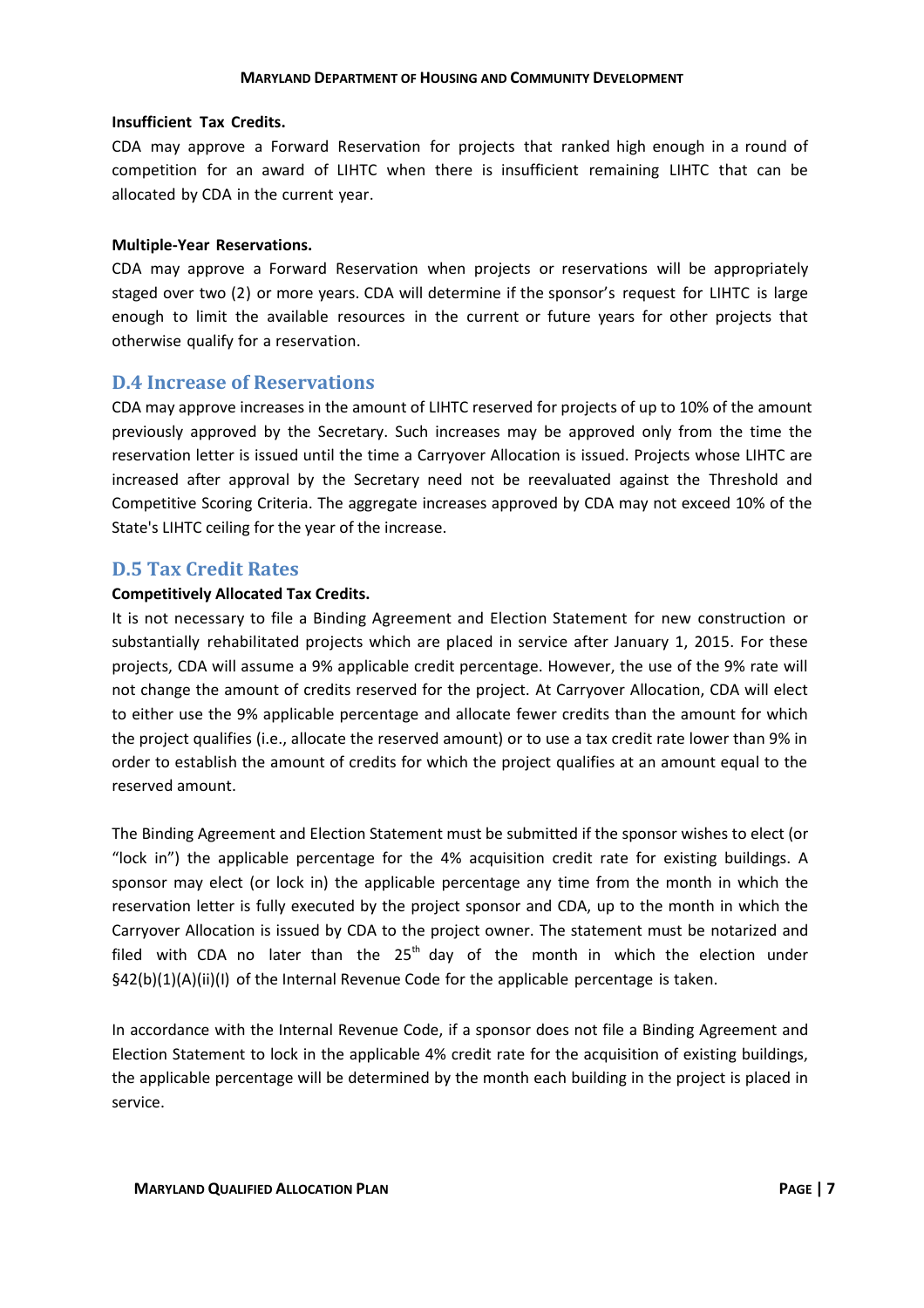**Insufficient Tax Credits.**

CDA may approve a Forward Reservation for projects that ranked high enough in a round of competition for an award of LIHTC when there is insufficient remaining LIHTC that can be allocated by CDA in the current year.

**Multiple-Year Reservations.**

CDA may approve a Forward Reservation when projects or reservations will be appropriately staged over two (2) or more years. CDA will determine if the sponsor's request for LIHTC is large enough to limit the available resources in the current or future years for other projects that otherwise qualify for a reservation.

## D.4 Increase of Reservations

CDA may approve increases in the amount of LIHTC reserved for projects of up to 10% of the amount previously approved by the Secretary. Such increases may be approved only from the time the reservation letter is issued until the time a Carryover Allocation is issued. Projects whose LIHTC are increased after approval by the Secretary need not be reevaluated against the Threshold and Competitive Scoring Criteria. The aggregate increases approved by CDA may not exceed 10% of the State's LIHTC ceiling for the year of the increase.

## D.5 Tax Credit Rates

**Competitively Allocated Tax Credits.**

It is not necessary to file a Binding Agreement and Election Statement for new construction or substantially rehabilitated projects which are placed in service after January 1, 2015. For these projects, CDA will assume a 9% applicable credit percentage. However, the use of the 9% rate will not change the amount of credits reserved for the project. At Carryover Allocation, CDA will elect to either use the 9% applicable percentage and allocate fewer credits than the amount for which the project qualifies (i.e., allocate the reserved amount) or to use a tax credit rate lower than 9% in order to establish the amount of credits for which the project qualifies at an amount equal to the reserved amount.

The Binding Agreement and Election Statement must be submitted if the sponsor wishes to elect (or "lock in") the applicable percentage for the 4% acquisition credit rate for existing buildings. A sponsor may elect (or lock in) the applicable percentage any time from the month in which the reservation letter is fully executed by the project sponsor and CDA, up to the month in which the Carryover Allocation is issued by CDA to the project owner. The statement must be notarized and filed with CDA no later than the 25th day of the month in which the election under §42(b)(1)(A)(ii)(I) of the Internal Revenue Code for the applicable percentage is taken.

In accordance with the Internal Revenue Code, if a sponsor does not file a Binding Agreement and Election Statement to lock in the applicable 4% credit rate for the acquisition of existing buildings, the applicable percentage will be determined by the month each building in the project is placed in service.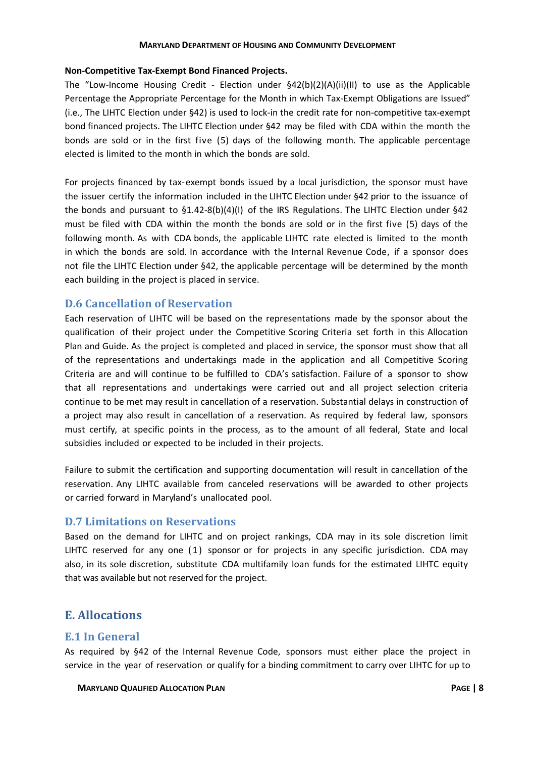**Non-Competitive Tax-Exempt Bond Financed Projects.**

The "Low-Income Housing Credit - Election under §42(b)(2)(A)(ii)(II) to use as the Applicable Percentage the Appropriate Percentage for the Month in which Tax-Exempt Obligations are Issued" (i.e., The LIHTC Election under §42) is used to lock-in the credit rate for non-competitive tax-exempt bond financed projects. The LIHTC Election under §42 may be filed with CDA within the month the bonds are sold or in the first five (5) days of the following month. The applicable percentage elected is limited to the month in which the bonds are sold.

For projects financed by tax-exempt bonds issued by a local jurisdiction, the sponsor must have the issuer certify the information included in the LIHTC Election under §42 prior to the issuance of the bonds and pursuant to §1.42-8(b)(4)(I) of the IRS Regulations. The LIHTC Election under §42 must be filed with CDA within the month the bonds are sold or in the first five (5) days of the following month. As with CDA bonds, the applicable LIHTC rate elected is limited to the month in which the bonds are sold. In accordance with the Internal Revenue Code, if a sponsor does not file the LIHTC Election under §42, the applicable percentage will be determined by the month each building in the project is placed in service.

## D.6 Cancellation of Reservation

Each reservation of LIHTC will be based on the representations made by the sponsor about the qualification of their project under the Competitive Scoring Criteria set forth in this Allocation Plan and Guide. As the project is completed and placed in service, the sponsor must show that all of the representations and undertakings made in the application and all Competitive Scoring Criteria are and will continue to be fulfilled to CDA's satisfaction. Failure of a sponsor to show that all representations and undertakings were carried out and all project selection criteria continue to be met may result in cancellation of a reservation. Substantial delays in construction of a project may also result in cancellation of a reservation. As required by federal law, sponsors must certify, at specific points in the process, as to the amount of all federal, State and local subsidies included or expected to be included in their projects.

Failure to submit the certification and supporting documentation will result in cancellation of the reservation. Any LIHTC available from canceled reservations will be awarded to other projects or carried forward in Maryland's unallocated pool.

## D.7 Limitations on Reservations

Based on the demand for LIHTC and on project rankings, CDA may in its sole discretion limit LIHTC reserved for any one (1) sponsor or for projects in any specific jurisdiction. CDA may also, in its sole discretion, substitute CDA multifamily loan funds for the estimated LIHTC equity that was available but not reserved for the project.

# E. Allocations

## E.1 In General

As required by §42 of the Internal Revenue Code, sponsors must either place the project in service in the year of reservation or qualify for a binding commitment to carry over LIHTC for up to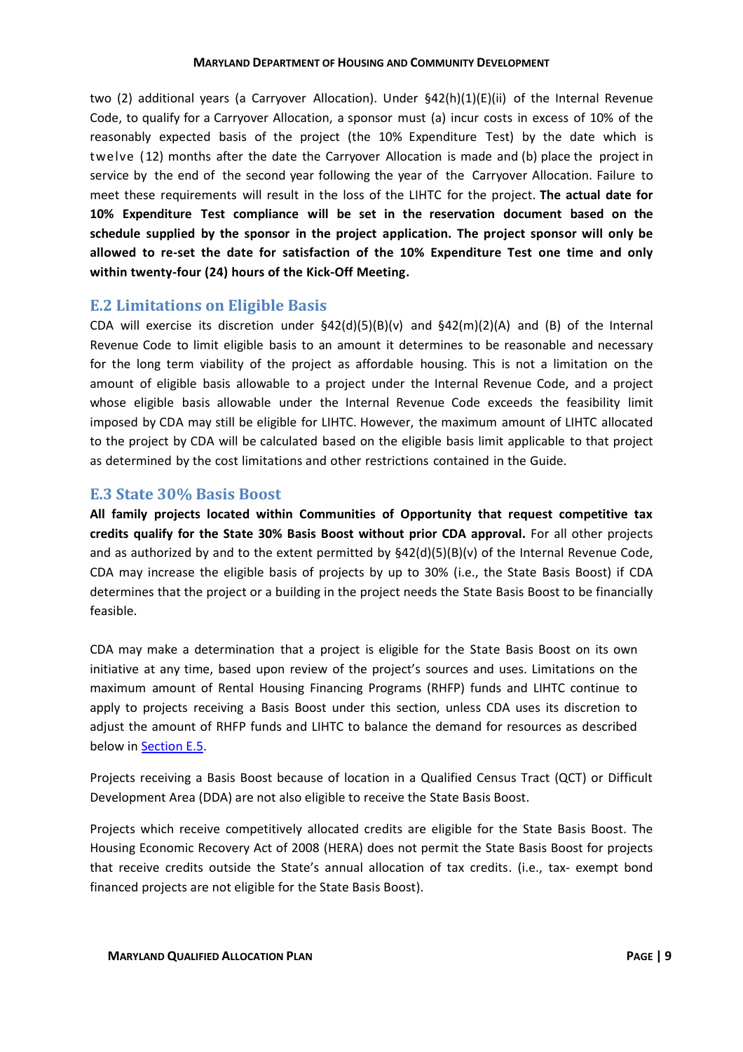two (2) additional years (a Carryover Allocation). Under §42(h)(1)(E)(ii) of the Internal Revenue Code, to qualify for a Carryover Allocation, a sponsor must (a) incur costs in excess of 10% of the reasonably expected basis of the project (the 10% Expenditure Test) by the date which is twelve (12) months after the date the Carryover Allocation is made and (b) place the project in service by the end of the second year following the year of the Carryover Allocation. Failure to meet these requirements will result in the loss of the LIHTC for the project. **The actual date for 10% Expenditure Test compliance will be set in the reservation document based on the schedule supplied by the sponsor in the project application. The project sponsor will only be allowed to re-set the date for satisfaction of the 10% Expenditure Test one time and only within twenty-four (24) hours of the Kick-Off Meeting.**

## E.2 Limitations on Eligible Basis

CDA will exercise its discretion under §42(d)(5)(B)(v) and §42(m)(2)(A) and (B) of the Internal Revenue Code to limit eligible basis to an amount it determines to be reasonable and necessary for the long term viability of the project as affordable housing. This is not a limitation on the amount of eligible basis allowable to a project under the Internal Revenue Code, and a project whose eligible basis allowable under the Internal Revenue Code exceeds the feasibility limit imposed by CDA may still be eligible for LIHTC. However, the maximum amount of LIHTC allocated to the project by CDA will be calculated based on the eligible basis limit applicable to that project as determined by the cost limitations and other restrictions contained in the Guide.

## E.3 State 30% Basis Boost

**All family projects located within Communities of Opportunity that request competitive tax credits qualify for the State 30% Basis Boost without prior CDA approval.** For all other projects and as authorized by and to the extent permitted by §42(d)(5)(B)(v) of the Internal Revenue Code, CDA may increase the eligible basis of projects by up to 30% (i.e., the State Basis Boost) if CDA determines that the project or a building in the project needs the State Basis Boost to be financially feasible.

CDA may make a determination that a project is eligible for the State Basis Boost on its own initiative at any time, based upon review of the project's sources and uses. Limitations on the maximum amount of Rental Housing Financing Programs (RHFP) funds and LIHTC continue to apply to projects receiving a Basis Boost under this section, unless CDA uses its discretion to adjust the amount of RHFP funds and LIHTC to balance the demand for resources as described below in Section E.5.

Projects receiving a Basis Boost because of location in a Qualified Census Tract (QCT) or Difficult Development Area (DDA) are not also eligible to receive the State Basis Boost.

Projects which receive competitively allocated credits are eligible for the State Basis Boost. The Housing Economic Recovery Act of 2008 (HERA) does not permit the State Basis Boost for projects that receive credits outside the State's annual allocation of tax credits. (i.e., tax- exempt bond financed projects are not eligible for the State Basis Boost).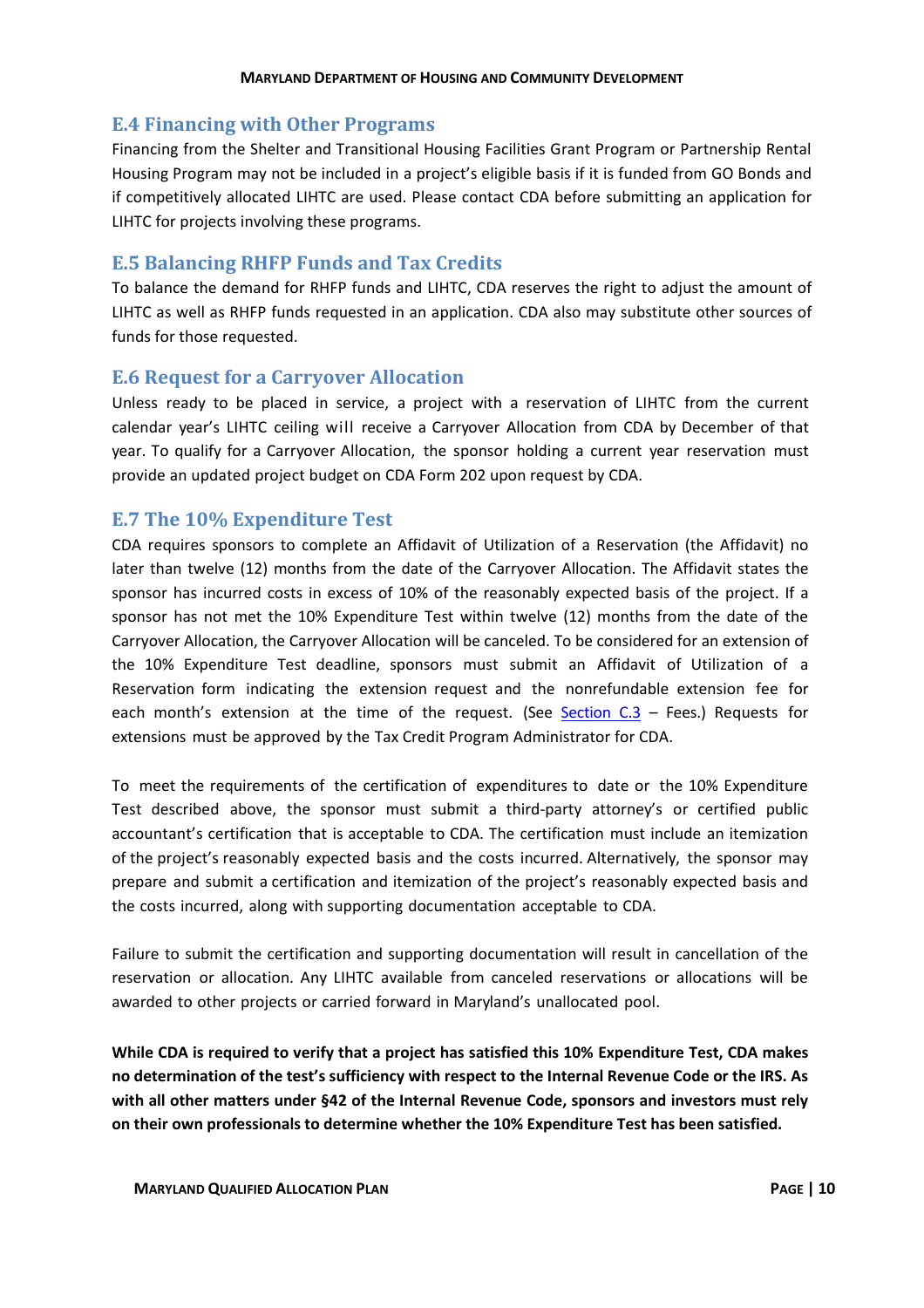## E.4 Financing with Other Programs

Financing from the Shelter and Transitional Housing Facilities Grant Program or Partnership Rental Housing Program may not be included in a project's eligible basis if it is funded from GO Bonds and if competitively allocated LIHTC are used. Please contact CDA before submitting an application for LIHTC for projects involving these programs.

## E.5 Balancing RHFP Funds and Tax Credits

To balance the demand for RHFP funds and LIHTC, CDA reserves the right to adjust the amount of LIHTC as well as RHFP funds requested in an application. CDA also may substitute other sources of funds for those requested.

## E.6 Request for a Carryover Allocation

Unless ready to be placed in service, a project with a reservation of LIHTC from the current calendar year's LIHTC ceiling will receive a Carryover Allocation from CDA by December of that year. To qualify for a Carryover Allocation, the sponsor holding a current year reservation must provide an updated project budget on CDA Form 202 upon request by CDA.

## E.7 The 10% Expenditure Test

CDA requires sponsors to complete an Affidavit of Utilization of a Reservation (the Affidavit) no later than twelve (12) months from the date of the Carryover Allocation. The Affidavit states the sponsor has incurred costs in excess of 10% of the reasonably expected basis of the project. If a sponsor has not met the 10% Expenditure Test within twelve (12) months from the date of the Carryover Allocation, the Carryover Allocation will be canceled. To be considered for an extension of the 10% Expenditure Test deadline, sponsors must submit an Affidavit of Utilization of a Reservation form indicating the extension request and the nonrefundable extension fee for each month's extension at the time of the request. (See Section C.3 – Fees.) Requests for extensions must be approved by the Tax Credit Program Administrator for CDA.

To meet the requirements of the certification of expenditures to date or the 10% Expenditure Test described above, the sponsor must submit a third-party attorney's or certified public accountant's certification that is acceptable to CDA. The certification must include an itemization of the project's reasonably expected basis and the costs incurred. Alternatively, the sponsor may prepare and submit a certification and itemization of the project's reasonably expected basis and the costs incurred, along with supporting documentation acceptable to CDA.

Failure to submit the certification and supporting documentation will result in cancellation of the reservation or allocation. Any LIHTC available from canceled reservations or allocations will be awarded to other projects or carried forward in Maryland's unallocated pool.

**While CDA is required to verify that a project has satisfied this 10% Expenditure Test, CDA makes no determination of the test's sufficiency with respect to the Internal Revenue Code or the IRS. As with all other matters under §42 of the Internal Revenue Code, sponsors and investors must rely on their own professionals to determine whether the 10% Expenditure Test has been satisfied.**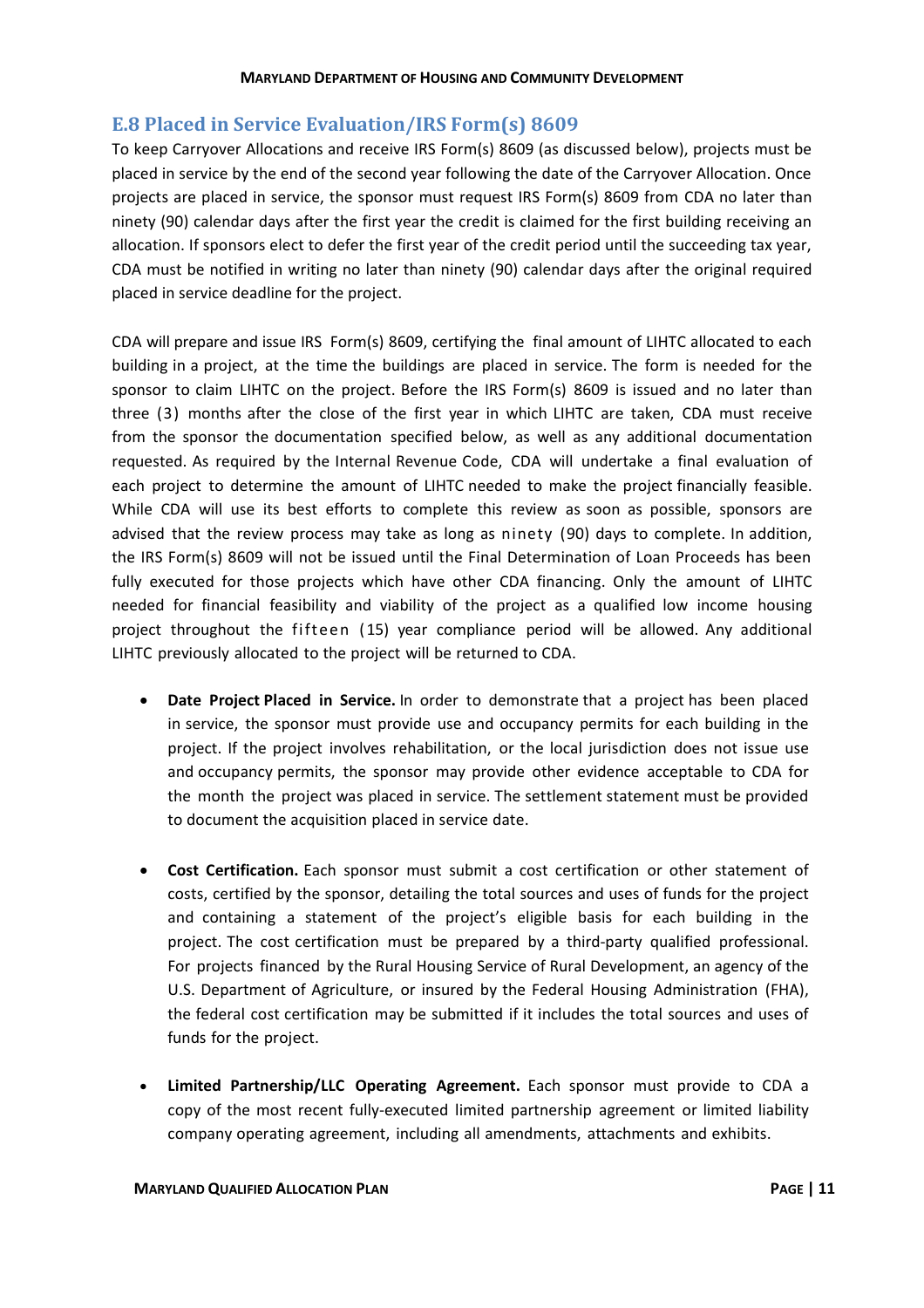## E.8 Placed in Service Evaluation/IRS Form(s) 8609

To keep Carryover Allocations and receive IRS Form(s) 8609 (as discussed below), projects must be placed in service by the end of the second year following the date of the Carryover Allocation. Once projects are placed in service, the sponsor must request IRS Form(s) 8609 from CDA no later than ninety (90) calendar days after the first year the credit is claimed for the first building receiving an allocation. If sponsors elect to defer the first year of the credit period until the succeeding tax year, CDA must be notified in writing no later than ninety (90) calendar days after the original required placed in service deadline for the project.

CDA will prepare and issue IRS Form(s) 8609, certifying the final amount of LIHTC allocated to each building in a project, at the time the buildings are placed in service. The form is needed for the sponsor to claim LIHTC on the project. Before the IRS Form(s) 8609 is issued and no later than three (3) months after the close of the first year in which LIHTC are taken, CDA must receive from the sponsor the documentation specified below, as well as any additional documentation requested. As required by the Internal Revenue Code, CDA will undertake a final evaluation of each project to determine the amount of LIHTC needed to make the project financially feasible. While CDA will use its best efforts to complete this review as soon as possible, sponsors are advised that the review process may take as long as ninety (90) days to complete. In addition, the IRS Form(s) 8609 will not be issued until the Final Determination of Loan Proceeds has been fully executed for those projects which have other CDA financing. Only the amount of LIHTC needed for financial feasibility and viability of the project as a qualified low income housing project throughout the fifteen (15) year compliance period will be allowed. Any additional LIHTC previously allocated to the project will be returned to CDA.

- **Date Project Placed in Service.** In order to demonstrate that a project has been placed in service, the sponsor must provide use and occupancy permits for each building in the project. If the project involves rehabilitation, or the local jurisdiction does not issue use and occupancy permits, the sponsor may provide other evidence acceptable to CDA for the month the project was placed in service. The settlement statement must be provided to document the acquisition placed in service date.

- **Cost Certification.** Each sponsor must submit a cost certification or other statement of costs, certified by the sponsor, detailing the total sources and uses of funds for the project and containing a statement of the project's eligible basis for each building in the project. The cost certification must be prepared by a third-party qualified professional. For projects financed by the Rural Housing Service of Rural Development, an agency of the U.S. Department of Agriculture, or insured by the Federal Housing Administration (FHA), the federal cost certification may be submitted if it includes the total sources and uses of funds for the project.

- **Limited Partnership/LLC Operating Agreement.** Each sponsor must provide to CDA a copy of the most recent fully-executed limited partnership agreement or limited liability company operating agreement, including all amendments, attachments and exhibits.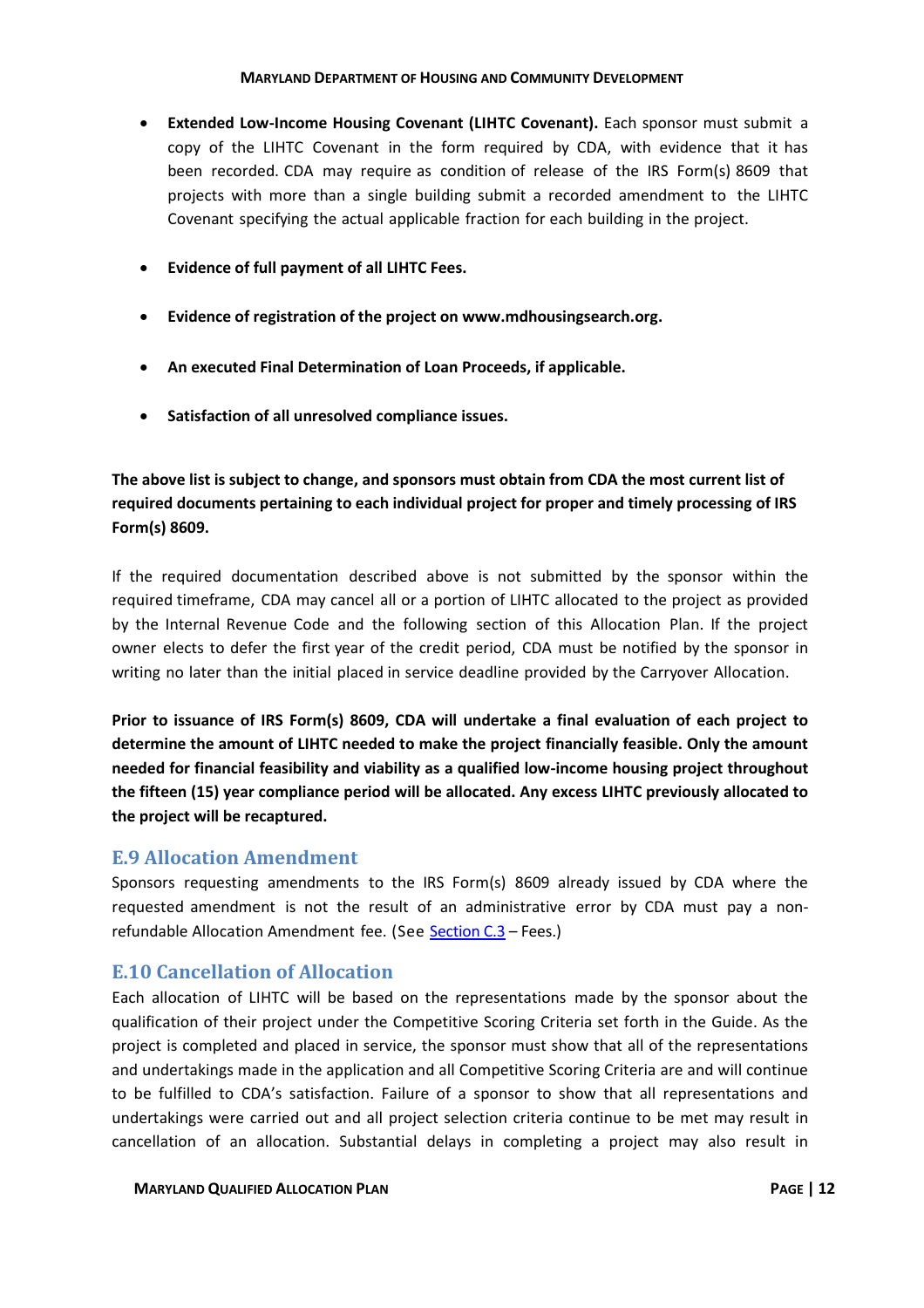- **Extended Low-Income Housing Covenant (LIHTC Covenant).** Each sponsor must submit a copy of the LIHTC Covenant in the form required by CDA, with evidence that it has been recorded. CDA may require as condition of release of the IRS Form(s) 8609 that projects with more than a single building submit a recorded amendment to the LIHTC Covenant specifying the actual applicable fraction for each building in the project.

- **Evidence of full payment of all LIHTC Fees.**

- **Evidence of registration of the project on www.mdhousingsearch.org.**

- **An executed Final Determination of Loan Proceeds, if applicable.**

- **Satisfaction of all unresolved compliance issues.**

**The above list is subject to change, and sponsors must obtain from CDA the most current list of required documents pertaining to each individual project for proper and timely processing of IRS Form(s) 8609.**

If the required documentation described above is not submitted by the sponsor within the required timeframe, CDA may cancel all or a portion of LIHTC allocated to the project as provided by the Internal Revenue Code and the following section of this Allocation Plan. If the project owner elects to defer the first year of the credit period, CDA must be notified by the sponsor in writing no later than the initial placed in service deadline provided by the Carryover Allocation.

**Prior to issuance of IRS Form(s) 8609, CDA will undertake a final evaluation of each project to determine the amount of LIHTC needed to make the project financially feasible. Only the amount needed for financial feasibility and viability as a qualified low-income housing project throughout the fifteen (15) year compliance period will be allocated. Any excess LIHTC previously allocated to the project will be recaptured.**

## E.9 Allocation Amendment

Sponsors requesting amendments to the IRS Form(s) 8609 already issued by CDA where the requested amendment is not the result of an administrative error by CDA must pay a non-refundable Allocation Amendment fee. (See Section C.3 – Fees.)

## E.10 Cancellation of Allocation

Each allocation of LIHTC will be based on the representations made by the sponsor about the qualification of their project under the Competitive Scoring Criteria set forth in the Guide. As the project is completed and placed in service, the sponsor must show that all of the representations and undertakings made in the application and all Competitive Scoring Criteria are and will continue to be fulfilled to CDA's satisfaction. Failure of a sponsor to show that all representations and undertakings were carried out and all project selection criteria continue to be met may result in cancellation of an allocation. Substantial delays in completing a project may also result in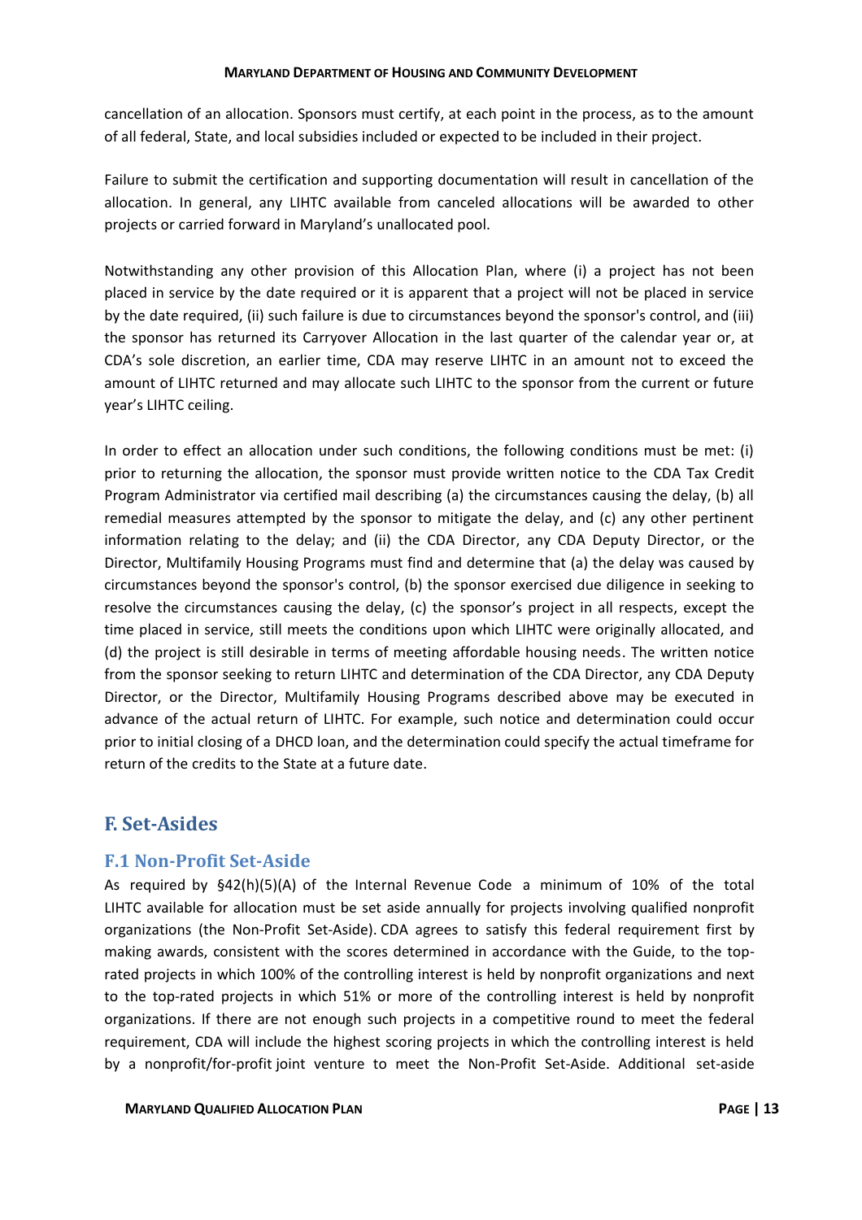cancellation of an allocation. Sponsors must certify, at each point in the process, as to the amount of all federal, State, and local subsidies included or expected to be included in their project.

Failure to submit the certification and supporting documentation will result in cancellation of the allocation. In general, any LIHTC available from canceled allocations will be awarded to other projects or carried forward in Maryland's unallocated pool.

Notwithstanding any other provision of this Allocation Plan, where (i) a project has not been placed in service by the date required or it is apparent that a project will not be placed in service by the date required, (ii) such failure is due to circumstances beyond the sponsor's control, and (iii) the sponsor has returned its Carryover Allocation in the last quarter of the calendar year or, at CDA's sole discretion, an earlier time, CDA may reserve LIHTC in an amount not to exceed the amount of LIHTC returned and may allocate such LIHTC to the sponsor from the current or future year's LIHTC ceiling.

In order to effect an allocation under such conditions, the following conditions must be met: (i) prior to returning the allocation, the sponsor must provide written notice to the CDA Tax Credit Program Administrator via certified mail describing (a) the circumstances causing the delay, (b) all remedial measures attempted by the sponsor to mitigate the delay, and (c) any other pertinent information relating to the delay; and (ii) the CDA Director, any CDA Deputy Director, or the Director, Multifamily Housing Programs must find and determine that (a) the delay was caused by circumstances beyond the sponsor's control, (b) the sponsor exercised due diligence in seeking to resolve the circumstances causing the delay, (c) the sponsor's project in all respects, except the time placed in service, still meets the conditions upon which LIHTC were originally allocated, and (d) the project is still desirable in terms of meeting affordable housing needs. The written notice from the sponsor seeking to return LIHTC and determination of the CDA Director, any CDA Deputy Director, or the Director, Multifamily Housing Programs described above may be executed in advance of the actual return of LIHTC. For example, such notice and determination could occur prior to initial closing of a DHCD loan, and the determination could specify the actual timeframe for return of the credits to the State at a future date.

## F. Set-Asides

### F.1 Non-Profit Set-Aside

As required by §42(h)(5)(A) of the Internal Revenue Code a minimum of 10% of the total LIHTC available for allocation must be set aside annually for projects involving qualified nonprofit organizations (the Non-Profit Set-Aside). CDA agrees to satisfy this federal requirement first by making awards, consistent with the scores determined in accordance with the Guide, to the top-rated projects in which 100% of the controlling interest is held by nonprofit organizations and next to the top-rated projects in which 51% or more of the controlling interest is held by nonprofit organizations. If there are not enough such projects in a competitive round to meet the federal requirement, CDA will include the highest scoring projects in which the controlling interest is held by a nonprofit/for-profit joint venture to meet the Non-Profit Set-Aside. Additional set-aside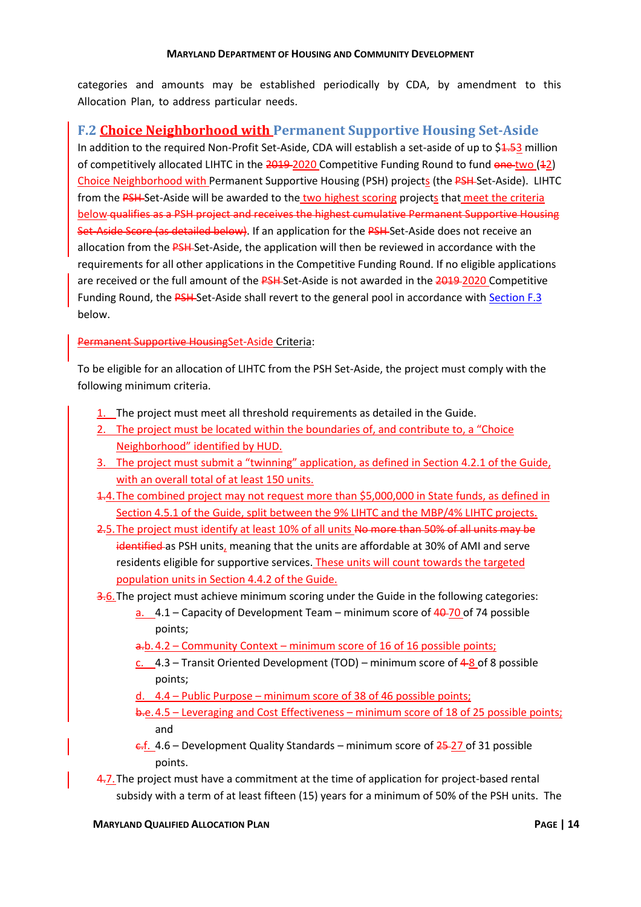categories and amounts may be established periodically by CDA, by amendment to this Allocation Plan, to address particular needs.

## F.2 Choice Neighborhood with Permanent Supportive Housing Set-Aside

In addition to the required Non-Profit Set-Aside, CDA will establish a set-aside of up to $~~1.5~~3 million of competitively allocated LIHTC in the ~~2019~~ 2020 Competitive Funding Round to fund ~~one~~ two (~~1~~2) Choice Neighborhood with Permanent Supportive Housing (PSH) projects (the ~~PSH~~ Set-Aside). LIHTC from the ~~PSH~~ Set-Aside will be awarded to the two highest scoring projects that meet the criteria below ~~qualifies as a PSH project and receives the highest cumulative Permanent Supportive Housing Set-Aside Score (as detailed below)~~. If an application for the ~~PSH~~ Set-Aside does not receive an allocation from the ~~PSH~~ Set-Aside, the application will then be reviewed in accordance with the requirements for all other applications in the Competitive Funding Round. If no eligible applications are received or the full amount of the ~~PSH~~ Set-Aside is not awarded in the ~~2019~~ 2020 Competitive Funding Round, the ~~PSH~~ Set-Aside shall revert to the general pool in accordance with Section F.3 below.

~~Permanent Supportive HousingSet-Aside~~ Criteria:

To be eligible for an allocation of LIHTC from the PSH Set-Aside, the project must comply with the following minimum criteria.

1. The project must meet all threshold requirements as detailed in the Guide.
2. The project must be located within the boundaries of, and contribute to, a "Choice Neighborhood" identified by HUD.
3. The project must submit a "twinning" application, as defined in Section 4.2.1 of the Guide, with an overall total of at least 150 units.
4. (~~1.~~) The combined project may not request more than $5,000,000 in State funds, as defined in Section 4.5.1 of the Guide, split between the 9% LIHTC and the MBP/4% LIHTC projects.
5. (~~2.~~) The project must identify at least 10% of all units ~~No more than 50% of all units may be identified~~ as PSH units, meaning that the units are affordable at 30% of AMI and serve residents eligible for supportive services. These units will count towards the targeted population units in Section 4.4.2 of the Guide.
6. (~~3.~~) The project must achieve minimum scoring under the Guide in the following categories:
   a. 4.1 – Capacity of Development Team – minimum score of ~~40~~ 70 of 74 possible points;
   b. (~~a.~~) 4.2 – Community Context – minimum score of 16 of 16 possible points;
   c. 4.3 – Transit Oriented Development (TOD) – minimum score of ~~4~~ 8 of 8 possible points;
   d. 4.4 – Public Purpose – minimum score of 38 of 46 possible points;
   e. (~~b.~~) 4.5 – Leveraging and Cost Effectiveness – minimum score of 18 of 25 possible points; and
   f. (~~c.~~) 4.6 – Development Quality Standards – minimum score of ~~25~~ 27 of 31 possible points.
7. (~~4.~~) The project must have a commitment at the time of application for project-based rental subsidy with a term of at least fifteen (15) years for a minimum of 50% of the PSH units. The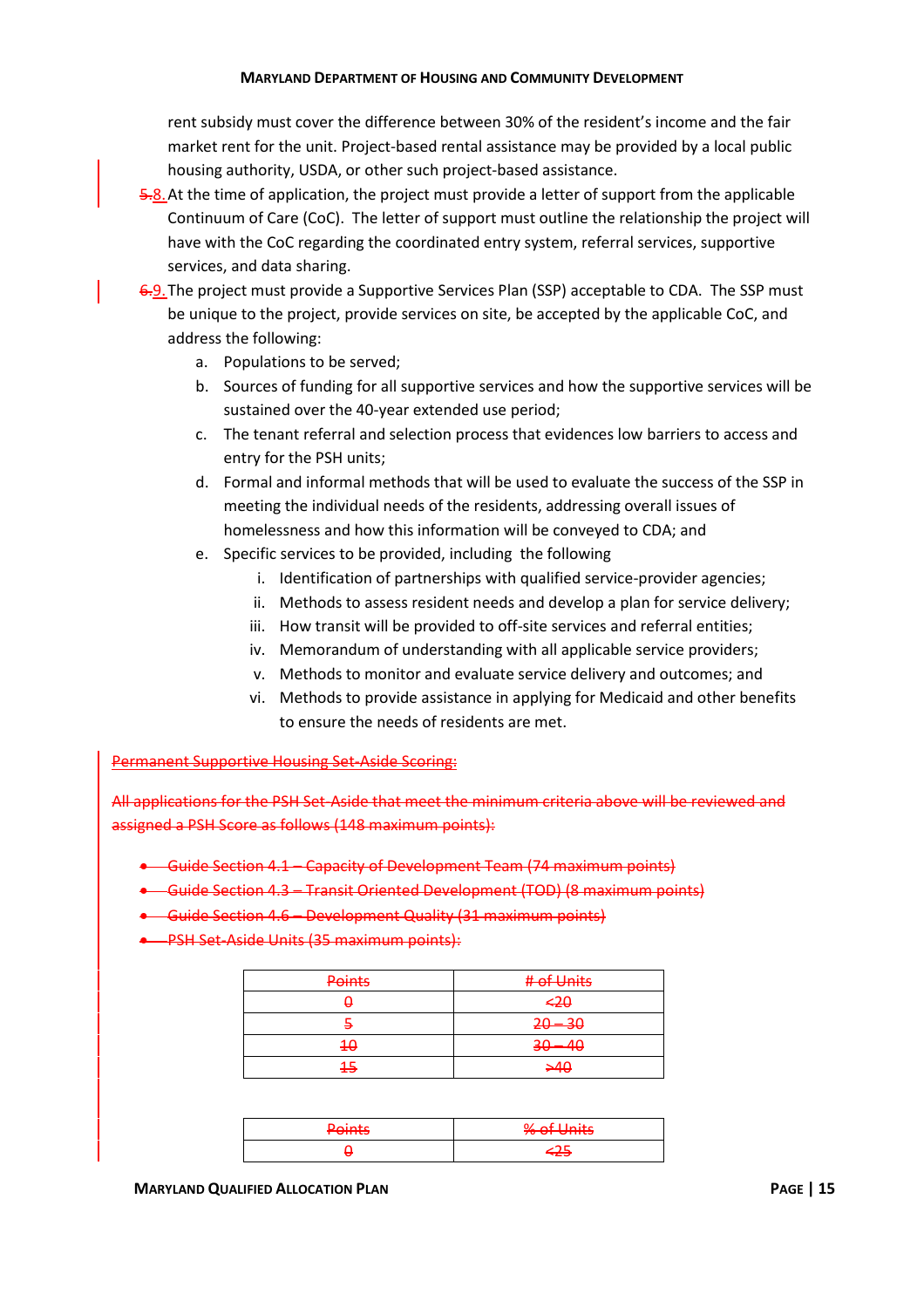rent subsidy must cover the difference between 30% of the resident's income and the fair market rent for the unit. Project-based rental assistance may be provided by a local public housing authority, USDA, or other such project-based assistance.

~~5.~~8. At the time of application, the project must provide a letter of support from the applicable Continuum of Care (CoC). The letter of support must outline the relationship the project will have with the CoC regarding the coordinated entry system, referral services, supportive services, and data sharing.

~~6.~~9. The project must provide a Supportive Services Plan (SSP) acceptable to CDA. The SSP must be unique to the project, provide services on site, be accepted by the applicable CoC, and address the following:

   a. Populations to be served;
   b. Sources of funding for all supportive services and how the supportive services will be sustained over the 40-year extended use period;
   c. The tenant referral and selection process that evidences low barriers to access and entry for the PSH units;
   d. Formal and informal methods that will be used to evaluate the success of the SSP in meeting the individual needs of the residents, addressing overall issues of homelessness and how this information will be conveyed to CDA; and
   e. Specific services to be provided, including the following
      i. Identification of partnerships with qualified service-provider agencies;
      ii. Methods to assess resident needs and develop a plan for service delivery;
      iii. How transit will be provided to off-site services and referral entities;
      iv. Memorandum of understanding with all applicable service providers;
      v. Methods to monitor and evaluate service delivery and outcomes; and
      vi. Methods to provide assistance in applying for Medicaid and other benefits to ensure the needs of residents are met.

~~Permanent Supportive Housing Set-Aside Scoring:~~

~~All applications for the PSH Set-Aside that meet the minimum criteria above will be reviewed and assigned a PSH Score as follows (148 maximum points):~~

- ~~Guide Section 4.1 – Capacity of Development Team (74 maximum points)~~
- ~~Guide Section 4.3 – Transit Oriented Development (TOD) (8 maximum points)~~
- ~~Guide Section 4.6 – Development Quality (31 maximum points)~~
- ~~PSH Set-Aside Units (35 maximum points):~~

| ~~Points~~ | ~~# of Units~~ |
|---|---|
| ~~0~~ | ~~<20~~ |
| ~~5~~ | ~~20 – 30~~ |
| ~~10~~ | ~~30 – 40~~ |
| ~~15~~ | ~~>40~~ |

| ~~Points~~ | ~~% of Units~~ |
|---|---|
| ~~0~~ | ~~<25~~ |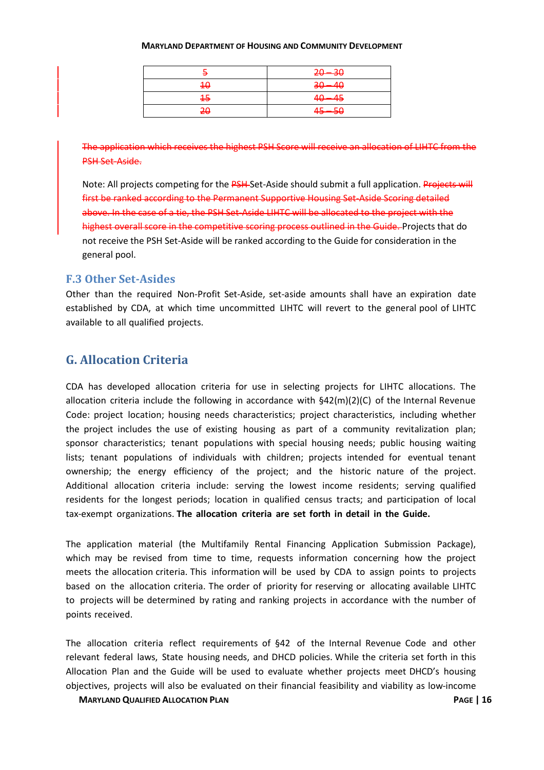| ~~5~~ | ~~20 – 30~~ |
|---|---|
| ~~10~~ | ~~30 – 40~~ |
| ~~15~~ | ~~40 – 45~~ |
| ~~20~~ | ~~45 – 50~~ |

~~The application which receives the highest PSH Score will receive an allocation of LIHTC from the PSH Set-Aside.~~

Note: All projects competing for the ~~PSH~~ Set-Aside should submit a full application. ~~Projects will first be ranked according to the Permanent Supportive Housing Set-Aside Scoring detailed above. In the case of a tie, the PSH Set-Aside LIHTC will be allocated to the project with the highest overall score in the competitive scoring process outlined in the Guide.~~ Projects that do not receive the PSH Set-Aside will be ranked according to the Guide for consideration in the general pool.

### F.3 Other Set-Asides

Other than the required Non-Profit Set-Aside, set-aside amounts shall have an expiration date established by CDA, at which time uncommitted LIHTC will revert to the general pool of LIHTC available to all qualified projects.

## G. Allocation Criteria

CDA has developed allocation criteria for use in selecting projects for LIHTC allocations. The allocation criteria include the following in accordance with §42(m)(2)(C) of the Internal Revenue Code: project location; housing needs characteristics; project characteristics, including whether the project includes the use of existing housing as part of a community revitalization plan; sponsor characteristics; tenant populations with special housing needs; public housing waiting lists; tenant populations of individuals with children; projects intended for eventual tenant ownership; the energy efficiency of the project; and the historic nature of the project. Additional allocation criteria include: serving the lowest income residents; serving qualified residents for the longest periods; location in qualified census tracts; and participation of local tax-exempt organizations. **The allocation criteria are set forth in detail in the Guide.**

The application material (the Multifamily Rental Financing Application Submission Package), which may be revised from time to time, requests information concerning how the project meets the allocation criteria. This information will be used by CDA to assign points to projects based on the allocation criteria. The order of priority for reserving or allocating available LIHTC to projects will be determined by rating and ranking projects in accordance with the number of points received.

The allocation criteria reflect requirements of §42 of the Internal Revenue Code and other relevant federal laws, State housing needs, and DHCD policies. While the criteria set forth in this Allocation Plan and the Guide will be used to evaluate whether projects meet DHCD's housing objectives, projects will also be evaluated on their financial feasibility and viability as low-income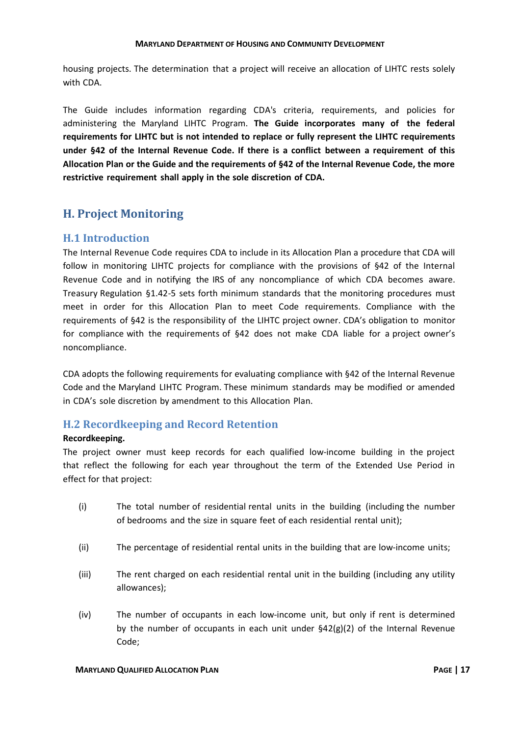housing projects. The determination that a project will receive an allocation of LIHTC rests solely with CDA.

The Guide includes information regarding CDA's criteria, requirements, and policies for administering the Maryland LIHTC Program. **The Guide incorporates many of the federal requirements for LIHTC but is not intended to replace or fully represent the LIHTC requirements under §42 of the Internal Revenue Code. If there is a conflict between a requirement of this Allocation Plan or the Guide and the requirements of §42 of the Internal Revenue Code, the more restrictive requirement shall apply in the sole discretion of CDA.**

## H. Project Monitoring

### H.1 Introduction

The Internal Revenue Code requires CDA to include in its Allocation Plan a procedure that CDA will follow in monitoring LIHTC projects for compliance with the provisions of §42 of the Internal Revenue Code and in notifying the IRS of any noncompliance of which CDA becomes aware. Treasury Regulation §1.42-5 sets forth minimum standards that the monitoring procedures must meet in order for this Allocation Plan to meet Code requirements. Compliance with the requirements of §42 is the responsibility of the LIHTC project owner. CDA's obligation to monitor for compliance with the requirements of §42 does not make CDA liable for a project owner's noncompliance.

CDA adopts the following requirements for evaluating compliance with §42 of the Internal Revenue Code and the Maryland LIHTC Program. These minimum standards may be modified or amended in CDA's sole discretion by amendment to this Allocation Plan.

### H.2 Recordkeeping and Record Retention

**Recordkeeping.**

The project owner must keep records for each qualified low-income building in the project that reflect the following for each year throughout the term of the Extended Use Period in effect for that project:

(i) The total number of residential rental units in the building (including the number of bedrooms and the size in square feet of each residential rental unit);

(ii) The percentage of residential rental units in the building that are low-income units;

(iii) The rent charged on each residential rental unit in the building (including any utility allowances);

(iv) The number of occupants in each low-income unit, but only if rent is determined by the number of occupants in each unit under §42(g)(2) of the Internal Revenue Code;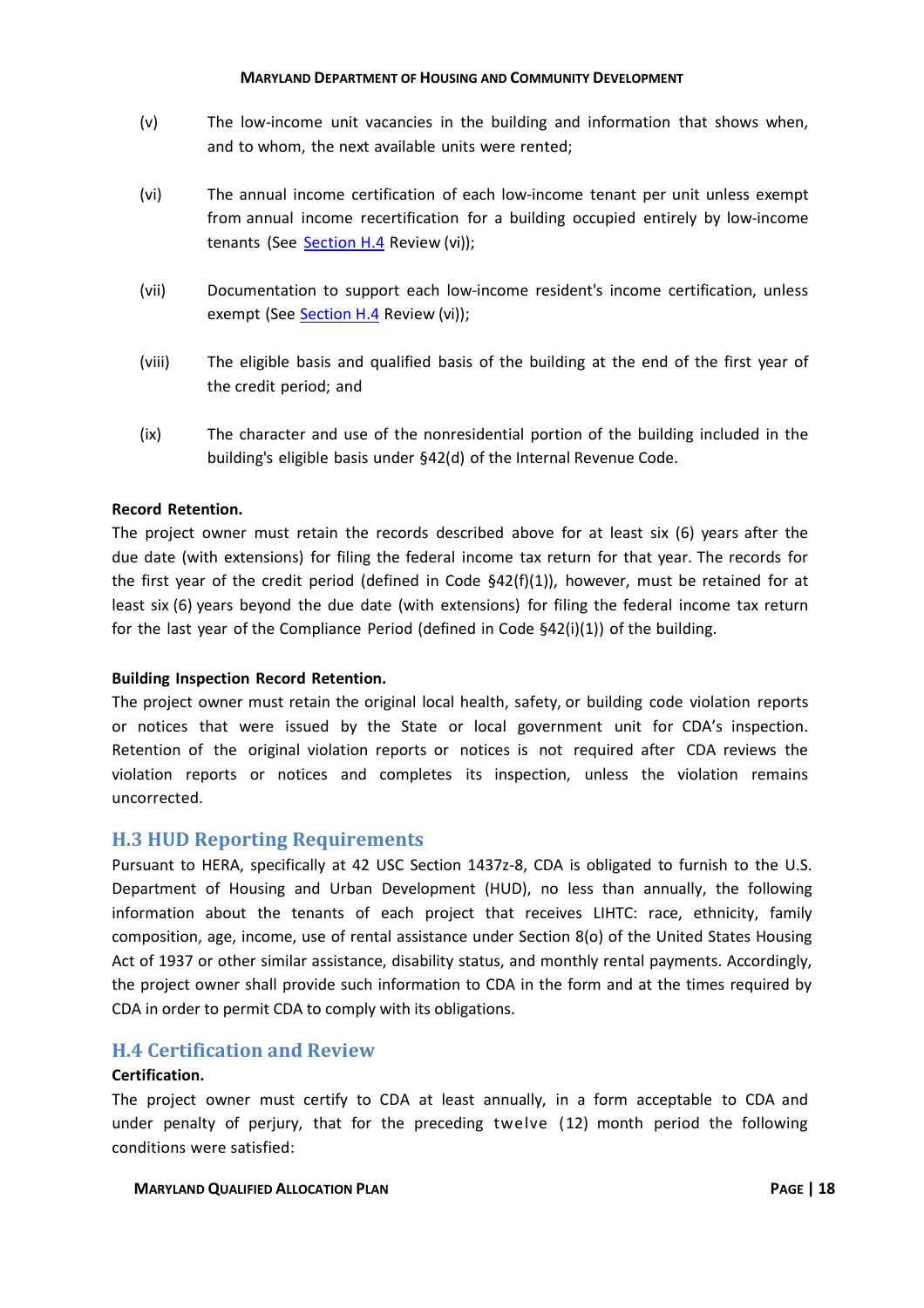(v) The low-income unit vacancies in the building and information that shows when, and to whom, the next available units were rented;

(vi) The annual income certification of each low-income tenant per unit unless exempt from annual income recertification for a building occupied entirely by low-income tenants (See [Section H.4](#) Review (vi));

(vii) Documentation to support each low-income resident's income certification, unless exempt (See [Section H.4](#) Review (vi));

(viii) The eligible basis and qualified basis of the building at the end of the first year of the credit period; and

(ix) The character and use of the nonresidential portion of the building included in the building's eligible basis under §42(d) of the Internal Revenue Code.

**Record Retention.**

The project owner must retain the records described above for at least six (6) years after the due date (with extensions) for filing the federal income tax return for that year. The records for the first year of the credit period (defined in Code §42(f)(1)), however, must be retained for at least six (6) years beyond the due date (with extensions) for filing the federal income tax return for the last year of the Compliance Period (defined in Code §42(i)(1)) of the building.

**Building Inspection Record Retention.**

The project owner must retain the original local health, safety, or building code violation reports or notices that were issued by the State or local government unit for CDA's inspection. Retention of the original violation reports or notices is not required after CDA reviews the violation reports or notices and completes its inspection, unless the violation remains uncorrected.

## H.3 HUD Reporting Requirements

Pursuant to HERA, specifically at 42 USC Section 1437z-8, CDA is obligated to furnish to the U.S. Department of Housing and Urban Development (HUD), no less than annually, the following information about the tenants of each project that receives LIHTC: race, ethnicity, family composition, age, income, use of rental assistance under Section 8(o) of the United States Housing Act of 1937 or other similar assistance, disability status, and monthly rental payments. Accordingly, the project owner shall provide such information to CDA in the form and at the times required by CDA in order to permit CDA to comply with its obligations.

## H.4 Certification and Review

**Certification.**

The project owner must certify to CDA at least annually, in a form acceptable to CDA and under penalty of perjury, that for the preceding twelve (12) month period the following conditions were satisfied: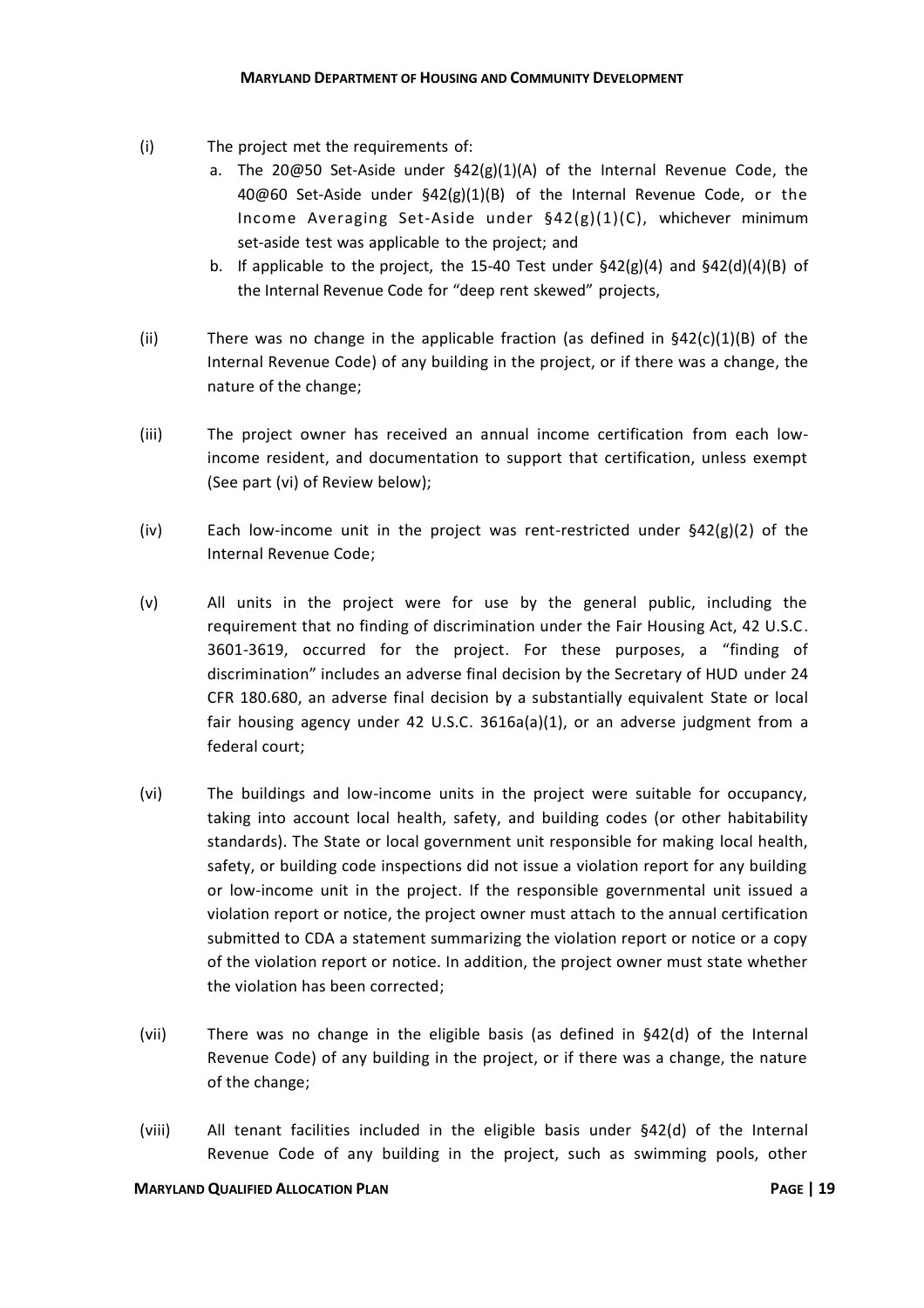(i) The project met the requirements of:

   a. The 20@50 Set-Aside under §42(g)(1)(A) of the Internal Revenue Code, the 40@60 Set-Aside under §42(g)(1)(B) of the Internal Revenue Code, or the Income Averaging Set-Aside under §42(g)(1)(C), whichever minimum set-aside test was applicable to the project; and

   b. If applicable to the project, the 15-40 Test under §42(g)(4) and §42(d)(4)(B) of the Internal Revenue Code for "deep rent skewed" projects,

(ii) There was no change in the applicable fraction (as defined in §42(c)(1)(B) of the Internal Revenue Code) of any building in the project, or if there was a change, the nature of the change;

(iii) The project owner has received an annual income certification from each low-income resident, and documentation to support that certification, unless exempt (See part (vi) of Review below);

(iv) Each low-income unit in the project was rent-restricted under §42(g)(2) of the Internal Revenue Code;

(v) All units in the project were for use by the general public, including the requirement that no finding of discrimination under the Fair Housing Act, 42 U.S.C. 3601-3619, occurred for the project. For these purposes, a "finding of discrimination" includes an adverse final decision by the Secretary of HUD under 24 CFR 180.680, an adverse final decision by a substantially equivalent State or local fair housing agency under 42 U.S.C. 3616a(a)(1), or an adverse judgment from a federal court;

(vi) The buildings and low-income units in the project were suitable for occupancy, taking into account local health, safety, and building codes (or other habitability standards). The State or local government unit responsible for making local health, safety, or building code inspections did not issue a violation report for any building or low-income unit in the project. If the responsible governmental unit issued a violation report or notice, the project owner must attach to the annual certification submitted to CDA a statement summarizing the violation report or notice or a copy of the violation report or notice. In addition, the project owner must state whether the violation has been corrected;

(vii) There was no change in the eligible basis (as defined in §42(d) of the Internal Revenue Code) of any building in the project, or if there was a change, the nature of the change;

(viii) All tenant facilities included in the eligible basis under §42(d) of the Internal Revenue Code of any building in the project, such as swimming pools, other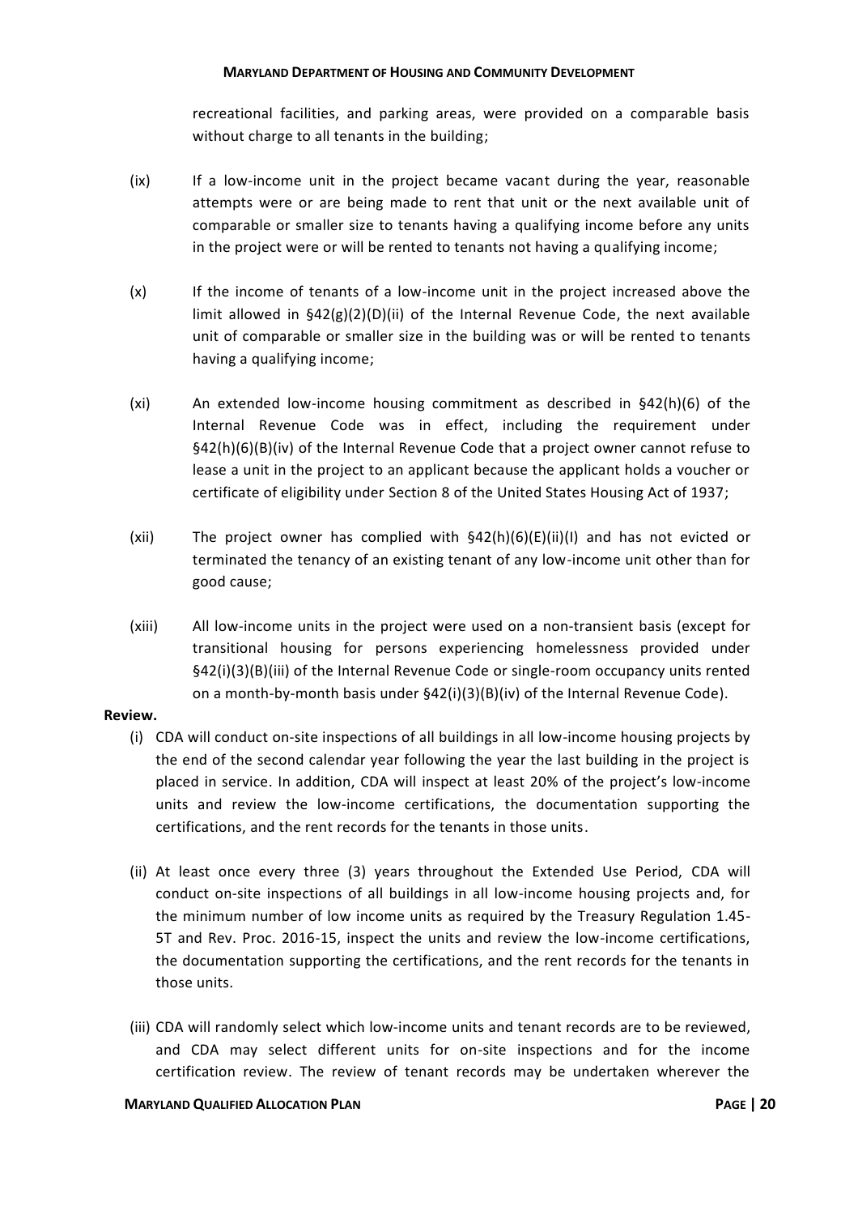recreational facilities, and parking areas, were provided on a comparable basis without charge to all tenants in the building;

(ix) If a low-income unit in the project became vacant during the year, reasonable attempts were or are being made to rent that unit or the next available unit of comparable or smaller size to tenants having a qualifying income before any units in the project were or will be rented to tenants not having a qualifying income;

(x) If the income of tenants of a low-income unit in the project increased above the limit allowed in §42(g)(2)(D)(ii) of the Internal Revenue Code, the next available unit of comparable or smaller size in the building was or will be rented to tenants having a qualifying income;

(xi) An extended low-income housing commitment as described in §42(h)(6) of the Internal Revenue Code was in effect, including the requirement under §42(h)(6)(B)(iv) of the Internal Revenue Code that a project owner cannot refuse to lease a unit in the project to an applicant because the applicant holds a voucher or certificate of eligibility under Section 8 of the United States Housing Act of 1937;

(xii) The project owner has complied with §42(h)(6)(E)(ii)(I) and has not evicted or terminated the tenancy of an existing tenant of any low-income unit other than for good cause;

(xiii) All low-income units in the project were used on a non-transient basis (except for transitional housing for persons experiencing homelessness provided under §42(i)(3)(B)(iii) of the Internal Revenue Code or single-room occupancy units rented on a month-by-month basis under §42(i)(3)(B)(iv) of the Internal Revenue Code).

**Review.**

(i) CDA will conduct on-site inspections of all buildings in all low-income housing projects by the end of the second calendar year following the year the last building in the project is placed in service. In addition, CDA will inspect at least 20% of the project's low-income units and review the low-income certifications, the documentation supporting the certifications, and the rent records for the tenants in those units.

(ii) At least once every three (3) years throughout the Extended Use Period, CDA will conduct on-site inspections of all buildings in all low-income housing projects and, for the minimum number of low income units as required by the Treasury Regulation 1.45-5T and Rev. Proc. 2016-15, inspect the units and review the low-income certifications, the documentation supporting the certifications, and the rent records for the tenants in those units.

(iii) CDA will randomly select which low-income units and tenant records are to be reviewed, and CDA may select different units for on-site inspections and for the income certification review. The review of tenant records may be undertaken wherever the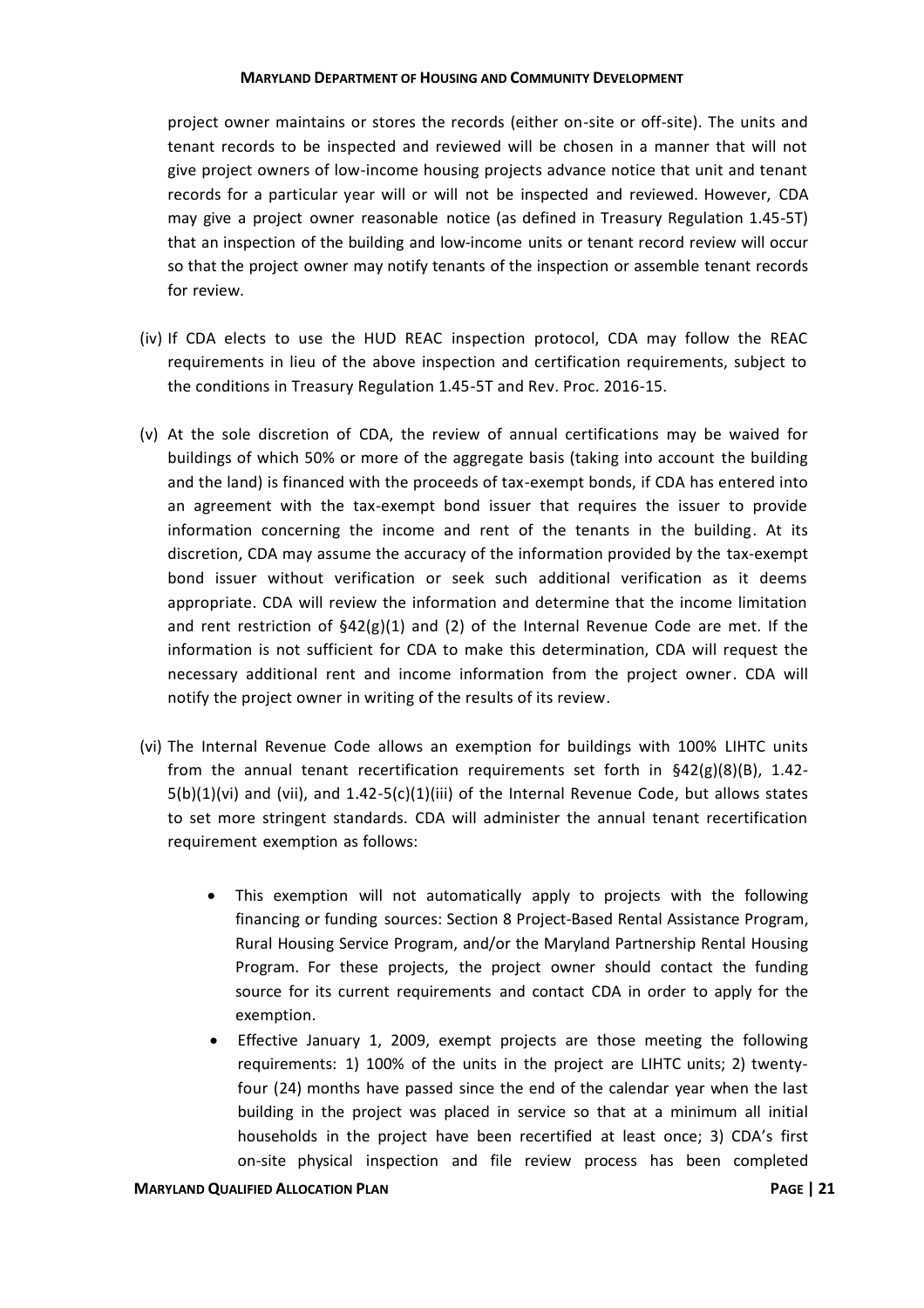project owner maintains or stores the records (either on-site or off-site). The units and tenant records to be inspected and reviewed will be chosen in a manner that will not give project owners of low-income housing projects advance notice that unit and tenant records for a particular year will or will not be inspected and reviewed. However, CDA may give a project owner reasonable notice (as defined in Treasury Regulation 1.45-5T) that an inspection of the building and low-income units or tenant record review will occur so that the project owner may notify tenants of the inspection or assemble tenant records for review.

(iv) If CDA elects to use the HUD REAC inspection protocol, CDA may follow the REAC requirements in lieu of the above inspection and certification requirements, subject to the conditions in Treasury Regulation 1.45-5T and Rev. Proc. 2016-15.

(v) At the sole discretion of CDA, the review of annual certifications may be waived for buildings of which 50% or more of the aggregate basis (taking into account the building and the land) is financed with the proceeds of tax-exempt bonds, if CDA has entered into an agreement with the tax-exempt bond issuer that requires the issuer to provide information concerning the income and rent of the tenants in the building. At its discretion, CDA may assume the accuracy of the information provided by the tax-exempt bond issuer without verification or seek such additional verification as it deems appropriate. CDA will review the information and determine that the income limitation and rent restriction of §42(g)(1) and (2) of the Internal Revenue Code are met. If the information is not sufficient for CDA to make this determination, CDA will request the necessary additional rent and income information from the project owner. CDA will notify the project owner in writing of the results of its review.

(vi) The Internal Revenue Code allows an exemption for buildings with 100% LIHTC units from the annual tenant recertification requirements set forth in §42(g)(8)(B), 1.42-5(b)(1)(vi) and (vii), and 1.42-5(c)(1)(iii) of the Internal Revenue Code, but allows states to set more stringent standards. CDA will administer the annual tenant recertification requirement exemption as follows:

- This exemption will not automatically apply to projects with the following financing or funding sources: Section 8 Project-Based Rental Assistance Program, Rural Housing Service Program, and/or the Maryland Partnership Rental Housing Program. For these projects, the project owner should contact the funding source for its current requirements and contact CDA in order to apply for the exemption.
- Effective January 1, 2009, exempt projects are those meeting the following requirements: 1) 100% of the units in the project are LIHTC units; 2) twenty-four (24) months have passed since the end of the calendar year when the last building in the project was placed in service so that at a minimum all initial households in the project have been recertified at least once; 3) CDA's first on-site physical inspection and file review process has been completed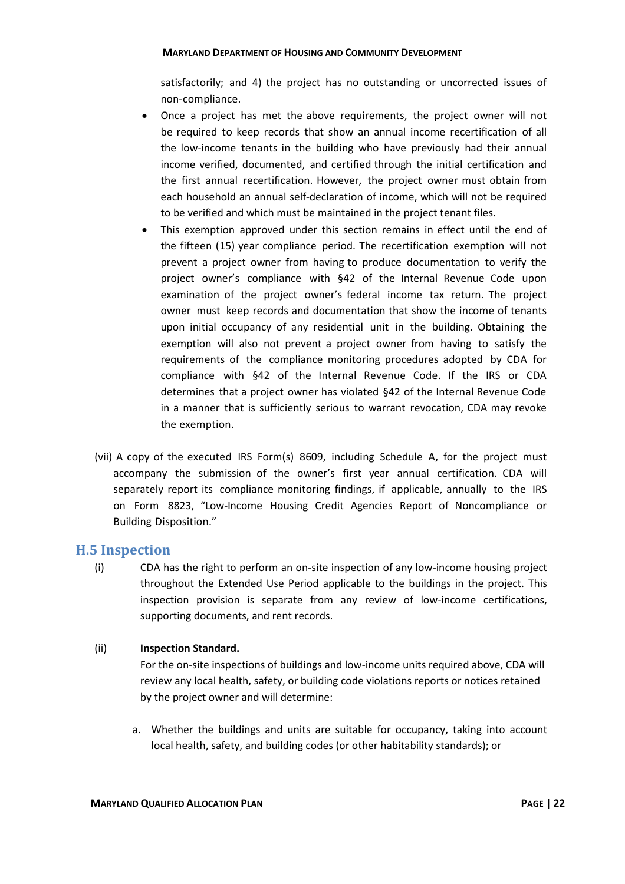satisfactorily; and 4) the project has no outstanding or uncorrected issues of non-compliance.

- Once a project has met the above requirements, the project owner will not be required to keep records that show an annual income recertification of all the low-income tenants in the building who have previously had their annual income verified, documented, and certified through the initial certification and the first annual recertification. However, the project owner must obtain from each household an annual self-declaration of income, which will not be required to be verified and which must be maintained in the project tenant files.
- This exemption approved under this section remains in effect until the end of the fifteen (15) year compliance period. The recertification exemption will not prevent a project owner from having to produce documentation to verify the project owner's compliance with §42 of the Internal Revenue Code upon examination of the project owner's federal income tax return. The project owner must keep records and documentation that show the income of tenants upon initial occupancy of any residential unit in the building. Obtaining the exemption will also not prevent a project owner from having to satisfy the requirements of the compliance monitoring procedures adopted by CDA for compliance with §42 of the Internal Revenue Code. If the IRS or CDA determines that a project owner has violated §42 of the Internal Revenue Code in a manner that is sufficiently serious to warrant revocation, CDA may revoke the exemption.

(vii) A copy of the executed IRS Form(s) 8609, including Schedule A, for the project must accompany the submission of the owner's first year annual certification. CDA will separately report its compliance monitoring findings, if applicable, annually to the IRS on Form 8823, "Low-Income Housing Credit Agencies Report of Noncompliance or Building Disposition."

## H.5 Inspection

(i) CDA has the right to perform an on-site inspection of any low-income housing project throughout the Extended Use Period applicable to the buildings in the project. This inspection provision is separate from any review of low-income certifications, supporting documents, and rent records.

(ii) **Inspection Standard.**

For the on-site inspections of buildings and low-income units required above, CDA will review any local health, safety, or building code violations reports or notices retained by the project owner and will determine:

a. Whether the buildings and units are suitable for occupancy, taking into account local health, safety, and building codes (or other habitability standards); or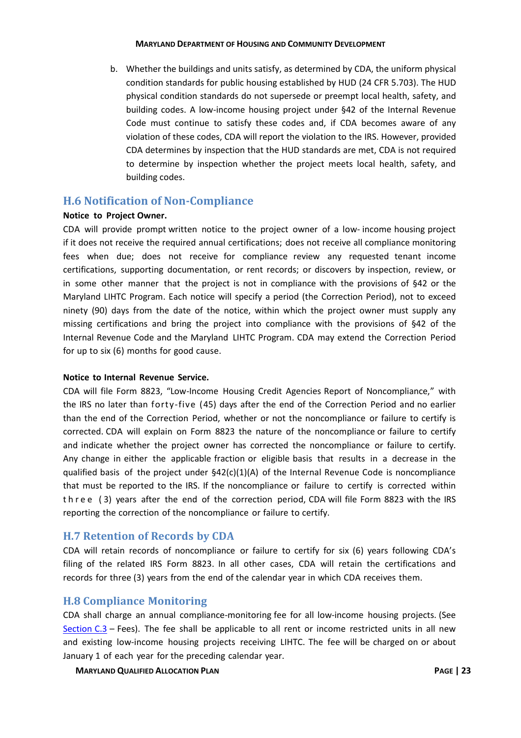b. Whether the buildings and units satisfy, as determined by CDA, the uniform physical condition standards for public housing established by HUD (24 CFR 5.703). The HUD physical condition standards do not supersede or preempt local health, safety, and building codes. A low-income housing project under §42 of the Internal Revenue Code must continue to satisfy these codes and, if CDA becomes aware of any violation of these codes, CDA will report the violation to the IRS. However, provided CDA determines by inspection that the HUD standards are met, CDA is not required to determine by inspection whether the project meets local health, safety, and building codes.

## H.6 Notification of Non-Compliance

**Notice to Project Owner.**

CDA will provide prompt written notice to the project owner of a low- income housing project if it does not receive the required annual certifications; does not receive all compliance monitoring fees when due; does not receive for compliance review any requested tenant income certifications, supporting documentation, or rent records; or discovers by inspection, review, or in some other manner that the project is not in compliance with the provisions of §42 or the Maryland LIHTC Program. Each notice will specify a period (the Correction Period), not to exceed ninety (90) days from the date of the notice, within which the project owner must supply any missing certifications and bring the project into compliance with the provisions of §42 of the Internal Revenue Code and the Maryland LIHTC Program. CDA may extend the Correction Period for up to six (6) months for good cause.

**Notice to Internal Revenue Service.**

CDA will file Form 8823, "Low-Income Housing Credit Agencies Report of Noncompliance," with the IRS no later than forty-five (45) days after the end of the Correction Period and no earlier than the end of the Correction Period, whether or not the noncompliance or failure to certify is corrected. CDA will explain on Form 8823 the nature of the noncompliance or failure to certify and indicate whether the project owner has corrected the noncompliance or failure to certify. Any change in either the applicable fraction or eligible basis that results in a decrease in the qualified basis of the project under §42(c)(1)(A) of the Internal Revenue Code is noncompliance that must be reported to the IRS. If the noncompliance or failure to certify is corrected within three (3) years after the end of the correction period, CDA will file Form 8823 with the IRS reporting the correction of the noncompliance or failure to certify.

## H.7 Retention of Records by CDA

CDA will retain records of noncompliance or failure to certify for six (6) years following CDA's filing of the related IRS Form 8823. In all other cases, CDA will retain the certifications and records for three (3) years from the end of the calendar year in which CDA receives them.

## H.8 Compliance Monitoring

CDA shall charge an annual compliance-monitoring fee for all low-income housing projects. (See Section C.3 – Fees). The fee shall be applicable to all rent or income restricted units in all new and existing low-income housing projects receiving LIHTC. The fee will be charged on or about January 1 of each year for the preceding calendar year.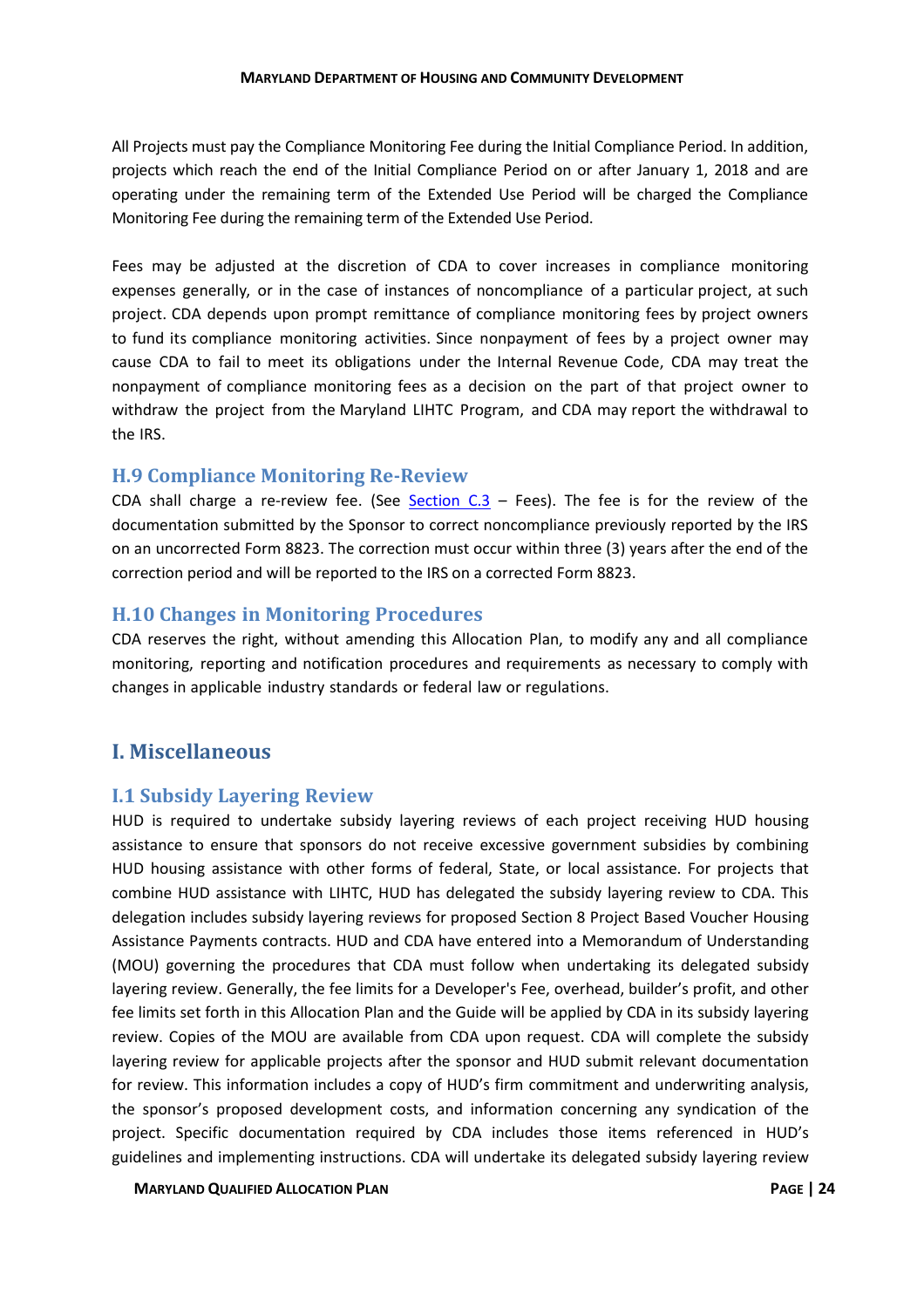All Projects must pay the Compliance Monitoring Fee during the Initial Compliance Period. In addition, projects which reach the end of the Initial Compliance Period on or after January 1, 2018 and are operating under the remaining term of the Extended Use Period will be charged the Compliance Monitoring Fee during the remaining term of the Extended Use Period.

Fees may be adjusted at the discretion of CDA to cover increases in compliance monitoring expenses generally, or in the case of instances of noncompliance of a particular project, at such project. CDA depends upon prompt remittance of compliance monitoring fees by project owners to fund its compliance monitoring activities. Since nonpayment of fees by a project owner may cause CDA to fail to meet its obligations under the Internal Revenue Code, CDA may treat the nonpayment of compliance monitoring fees as a decision on the part of that project owner to withdraw the project from the Maryland LIHTC Program, and CDA may report the withdrawal to the IRS.

### H.9 Compliance Monitoring Re-Review

CDA shall charge a re-review fee. (See Section C.3 – Fees). The fee is for the review of the documentation submitted by the Sponsor to correct noncompliance previously reported by the IRS on an uncorrected Form 8823. The correction must occur within three (3) years after the end of the correction period and will be reported to the IRS on a corrected Form 8823.

### H.10 Changes in Monitoring Procedures

CDA reserves the right, without amending this Allocation Plan, to modify any and all compliance monitoring, reporting and notification procedures and requirements as necessary to comply with changes in applicable industry standards or federal law or regulations.

## I. Miscellaneous

### I.1 Subsidy Layering Review

HUD is required to undertake subsidy layering reviews of each project receiving HUD housing assistance to ensure that sponsors do not receive excessive government subsidies by combining HUD housing assistance with other forms of federal, State, or local assistance. For projects that combine HUD assistance with LIHTC, HUD has delegated the subsidy layering review to CDA. This delegation includes subsidy layering reviews for proposed Section 8 Project Based Voucher Housing Assistance Payments contracts. HUD and CDA have entered into a Memorandum of Understanding (MOU) governing the procedures that CDA must follow when undertaking its delegated subsidy layering review. Generally, the fee limits for a Developer's Fee, overhead, builder's profit, and other fee limits set forth in this Allocation Plan and the Guide will be applied by CDA in its subsidy layering review. Copies of the MOU are available from CDA upon request. CDA will complete the subsidy layering review for applicable projects after the sponsor and HUD submit relevant documentation for review. This information includes a copy of HUD's firm commitment and underwriting analysis, the sponsor's proposed development costs, and information concerning any syndication of the project. Specific documentation required by CDA includes those items referenced in HUD's guidelines and implementing instructions. CDA will undertake its delegated subsidy layering review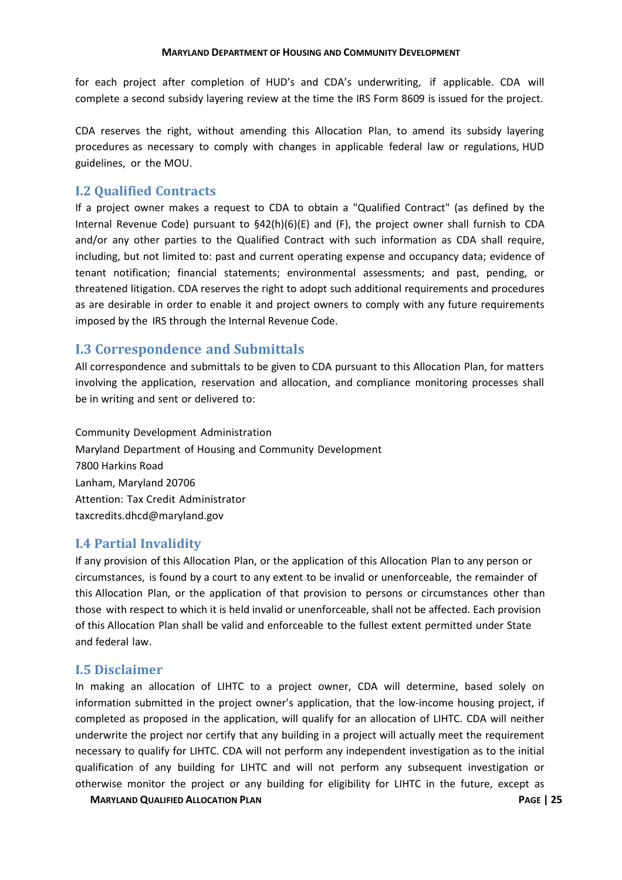for each project after completion of HUD's and CDA's underwriting, if applicable. CDA will complete a second subsidy layering review at the time the IRS Form 8609 is issued for the project.

CDA reserves the right, without amending this Allocation Plan, to amend its subsidy layering procedures as necessary to comply with changes in applicable federal law or regulations, HUD guidelines, or the MOU.

## I.2 Qualified Contracts

If a project owner makes a request to CDA to obtain a "Qualified Contract" (as defined by the Internal Revenue Code) pursuant to §42(h)(6)(E) and (F), the project owner shall furnish to CDA and/or any other parties to the Qualified Contract with such information as CDA shall require, including, but not limited to: past and current operating expense and occupancy data; evidence of tenant notification; financial statements; environmental assessments; and past, pending, or threatened litigation. CDA reserves the right to adopt such additional requirements and procedures as are desirable in order to enable it and project owners to comply with any future requirements imposed by the IRS through the Internal Revenue Code.

## I.3 Correspondence and Submittals

All correspondence and submittals to be given to CDA pursuant to this Allocation Plan, for matters involving the application, reservation and allocation, and compliance monitoring processes shall be in writing and sent or delivered to:

Community Development Administration
Maryland Department of Housing and Community Development
7800 Harkins Road
Lanham, Maryland 20706
Attention: Tax Credit Administrator
taxcredits.dhcd@maryland.gov

## I.4 Partial Invalidity

If any provision of this Allocation Plan, or the application of this Allocation Plan to any person or circumstances, is found by a court to any extent to be invalid or unenforceable, the remainder of this Allocation Plan, or the application of that provision to persons or circumstances other than those with respect to which it is held invalid or unenforceable, shall not be affected. Each provision of this Allocation Plan shall be valid and enforceable to the fullest extent permitted under State and federal law.

## I.5 Disclaimer

In making an allocation of LIHTC to a project owner, CDA will determine, based solely on information submitted in the project owner's application, that the low-income housing project, if completed as proposed in the application, will qualify for an allocation of LIHTC. CDA will neither underwrite the project nor certify that any building in a project will actually meet the requirement necessary to qualify for LIHTC. CDA will not perform any independent investigation as to the initial qualification of any building for LIHTC and will not perform any subsequent investigation or otherwise monitor the project or any building for eligibility for LIHTC in the future, except as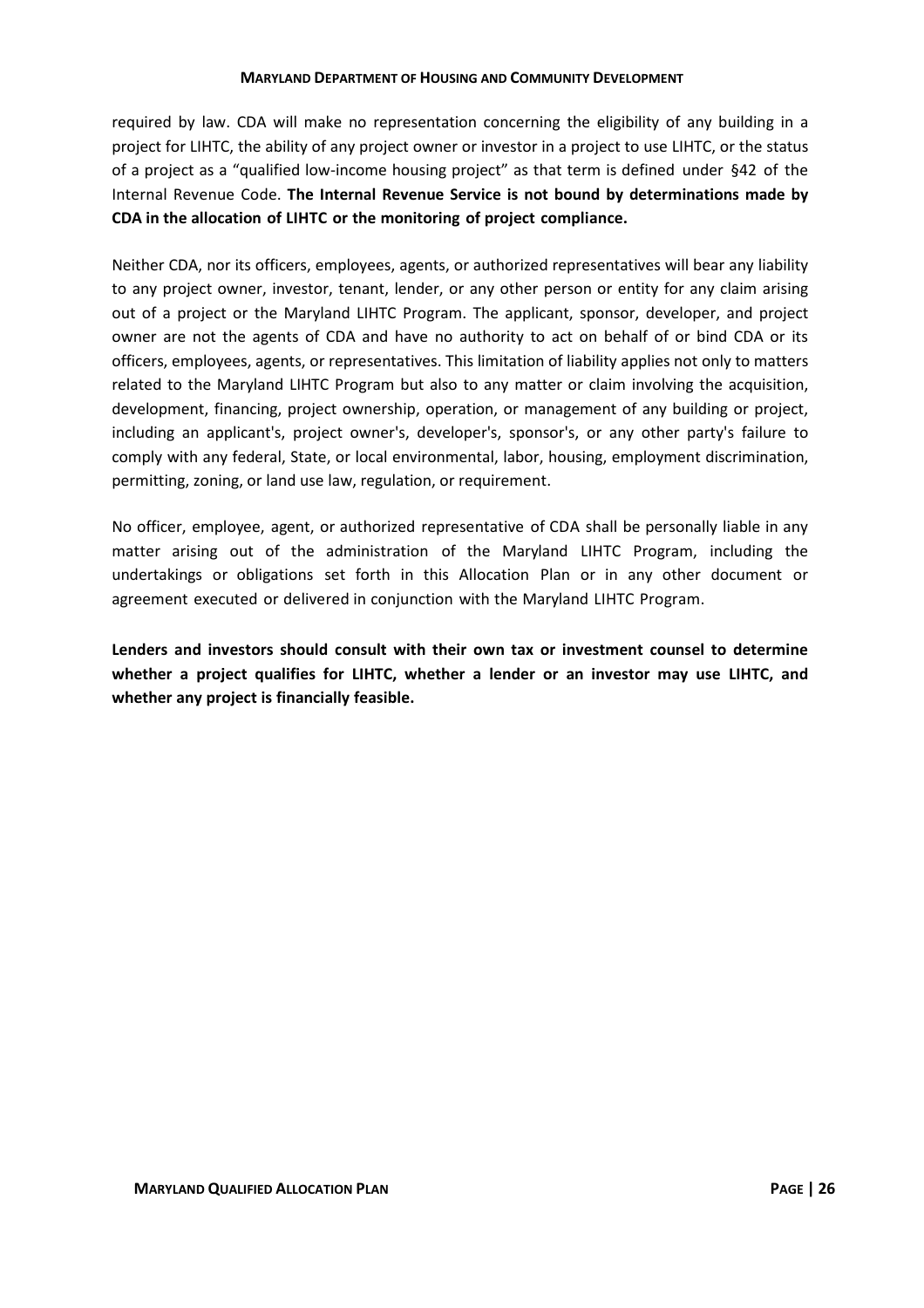required by law. CDA will make no representation concerning the eligibility of any building in a project for LIHTC, the ability of any project owner or investor in a project to use LIHTC, or the status of a project as a "qualified low-income housing project" as that term is defined under §42 of the Internal Revenue Code. **The Internal Revenue Service is not bound by determinations made by CDA in the allocation of LIHTC or the monitoring of project compliance.**

Neither CDA, nor its officers, employees, agents, or authorized representatives will bear any liability to any project owner, investor, tenant, lender, or any other person or entity for any claim arising out of a project or the Maryland LIHTC Program. The applicant, sponsor, developer, and project owner are not the agents of CDA and have no authority to act on behalf of or bind CDA or its officers, employees, agents, or representatives. This limitation of liability applies not only to matters related to the Maryland LIHTC Program but also to any matter or claim involving the acquisition, development, financing, project ownership, operation, or management of any building or project, including an applicant's, project owner's, developer's, sponsor's, or any other party's failure to comply with any federal, State, or local environmental, labor, housing, employment discrimination, permitting, zoning, or land use law, regulation, or requirement.

No officer, employee, agent, or authorized representative of CDA shall be personally liable in any matter arising out of the administration of the Maryland LIHTC Program, including the undertakings or obligations set forth in this Allocation Plan or in any other document or agreement executed or delivered in conjunction with the Maryland LIHTC Program.

**Lenders and investors should consult with their own tax or investment counsel to determine whether a project qualifies for LIHTC, whether a lender or an investor may use LIHTC, and whether any project is financially feasible.**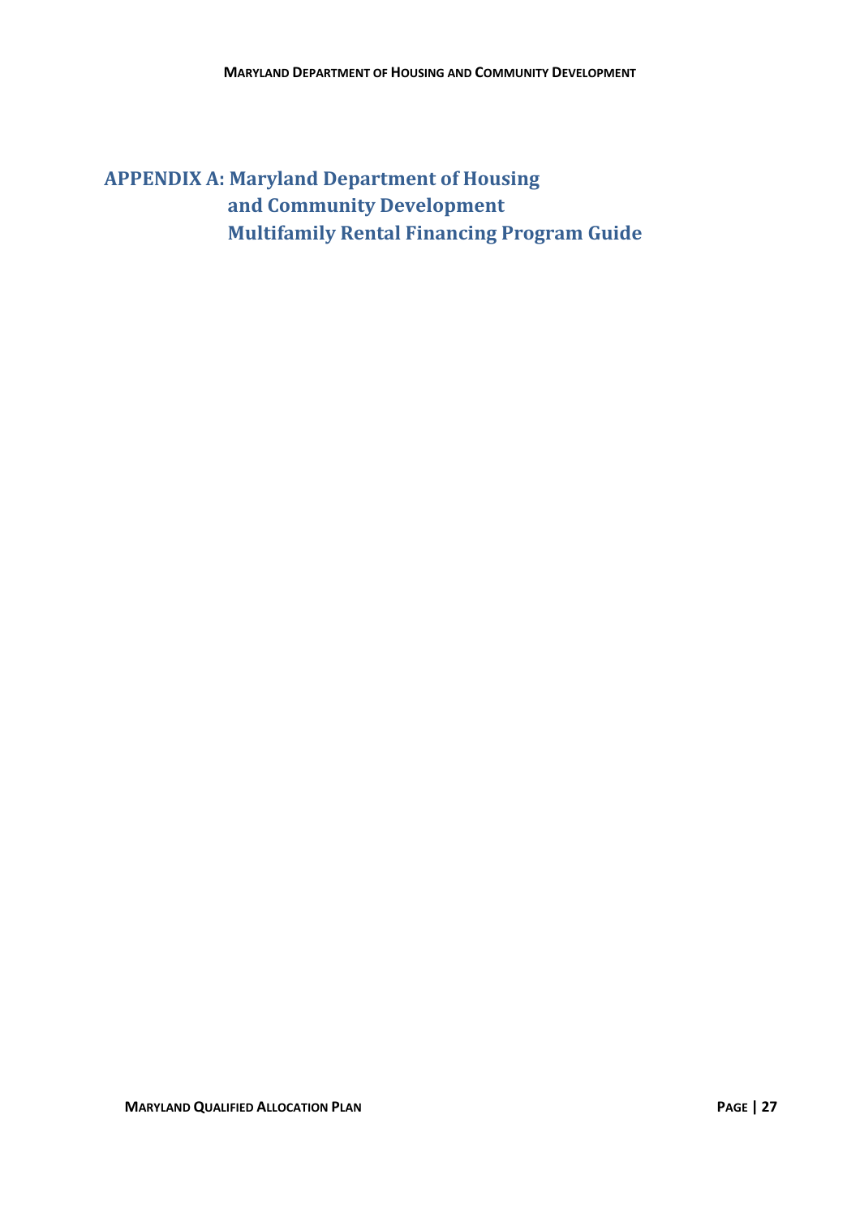# APPENDIX A: Maryland Department of Housing and Community Development Multifamily Rental Financing Program Guide